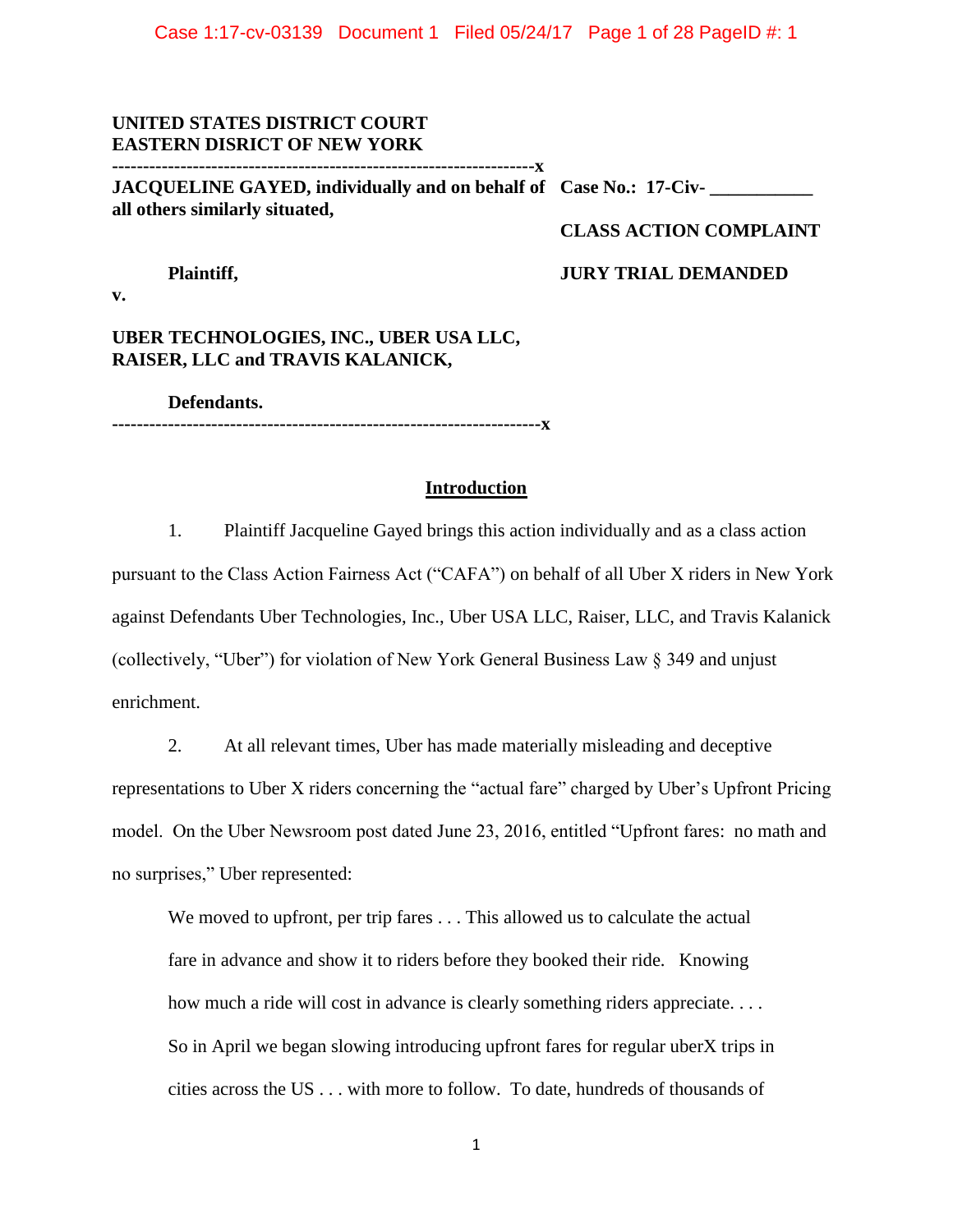**UNITED STATES DISTRICT COURT**
**EASTERN DISRICT OF NEW YORK**

---------------------------------------------------------------------x

**JACQUELINE GAYED, individually and on behalf of all others similarly situated,**

**Plaintiff,**

**v.**

**UBER TECHNOLOGIES, INC., UBER USA LLC, RAISER, LLC and TRAVIS KALANICK,**

**Defendants.**

---------------------------------------------------------------------x

**Case No.: 17-Civ- ___________**

**CLASS ACTION COMPLAINT**

**JURY TRIAL DEMANDED**

## Introduction

1. Plaintiff Jacqueline Gayed brings this action individually and as a class action pursuant to the Class Action Fairness Act ("CAFA") on behalf of all Uber X riders in New York against Defendants Uber Technologies, Inc., Uber USA LLC, Raiser, LLC, and Travis Kalanick (collectively, "Uber") for violation of New York General Business Law § 349 and unjust enrichment.

2. At all relevant times, Uber has made materially misleading and deceptive representations to Uber X riders concerning the "actual fare" charged by Uber's Upfront Pricing model. On the Uber Newsroom post dated June 23, 2016, entitled "Upfront fares: no math and no surprises," Uber represented:

> We moved to upfront, per trip fares . . . This allowed us to calculate the actual fare in advance and show it to riders before they booked their ride. Knowing how much a ride will cost in advance is clearly something riders appreciate. . . . So in April we began slowing introducing upfront fares for regular uberX trips in cities across the US . . . with more to follow. To date, hundreds of thousands of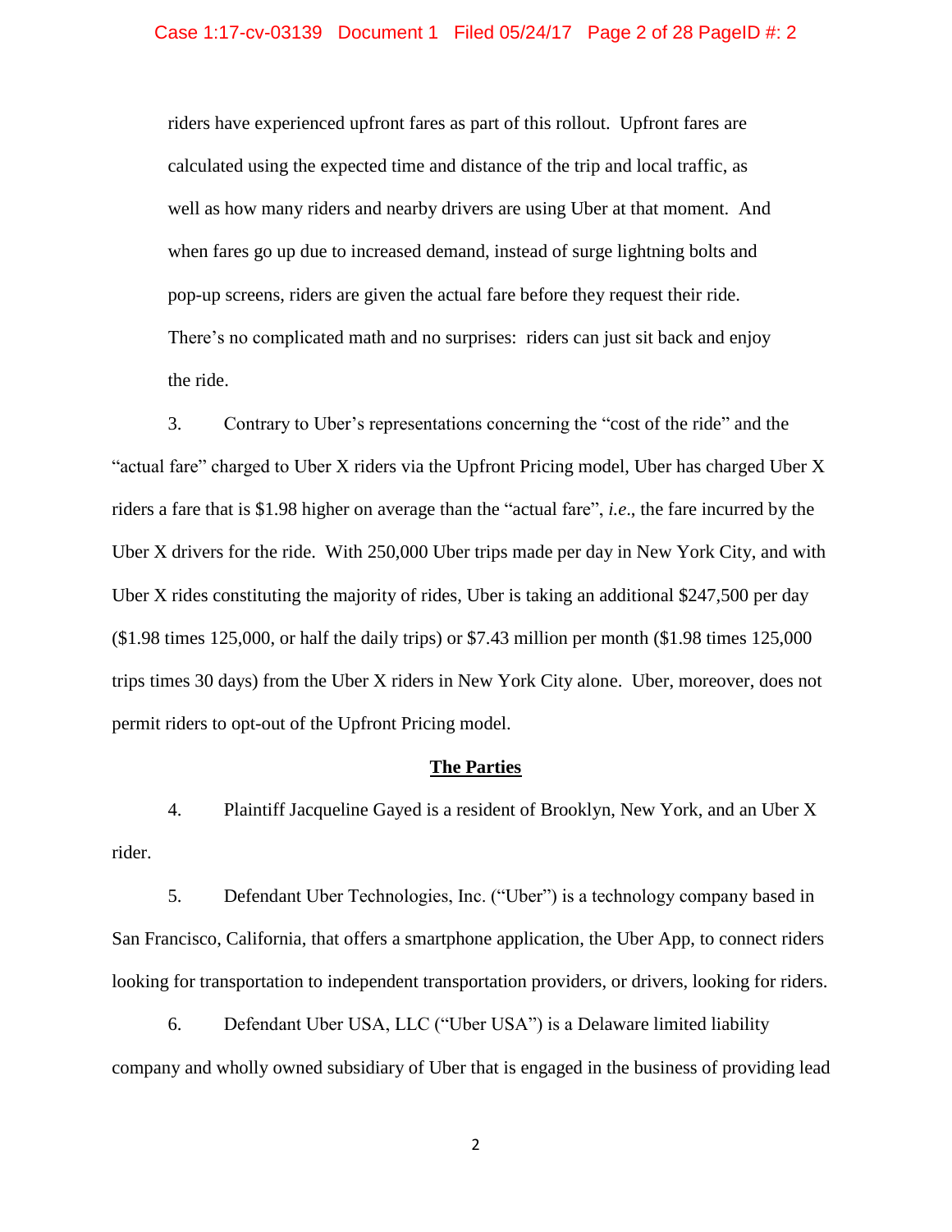riders have experienced upfront fares as part of this rollout. Upfront fares are calculated using the expected time and distance of the trip and local traffic, as well as how many riders and nearby drivers are using Uber at that moment. And when fares go up due to increased demand, instead of surge lightning bolts and pop-up screens, riders are given the actual fare before they request their ride. There's no complicated math and no surprises: riders can just sit back and enjoy the ride.

3. Contrary to Uber's representations concerning the "cost of the ride" and the "actual fare" charged to Uber X riders via the Upfront Pricing model, Uber has charged Uber X riders a fare that is $1.98 higher on average than the "actual fare", *i.e*., the fare incurred by the Uber X drivers for the ride. With 250,000 Uber trips made per day in New York City, and with Uber X rides constituting the majority of rides, Uber is taking an additional $247,500 per day ($1.98 times 125,000, or half the daily trips) or $7.43 million per month ($1.98 times 125,000 trips times 30 days) from the Uber X riders in New York City alone. Uber, moreover, does not permit riders to opt-out of the Upfront Pricing model.

## The Parties

4. Plaintiff Jacqueline Gayed is a resident of Brooklyn, New York, and an Uber X rider.

5. Defendant Uber Technologies, Inc. ("Uber") is a technology company based in San Francisco, California, that offers a smartphone application, the Uber App, to connect riders looking for transportation to independent transportation providers, or drivers, looking for riders.

6. Defendant Uber USA, LLC ("Uber USA") is a Delaware limited liability company and wholly owned subsidiary of Uber that is engaged in the business of providing lead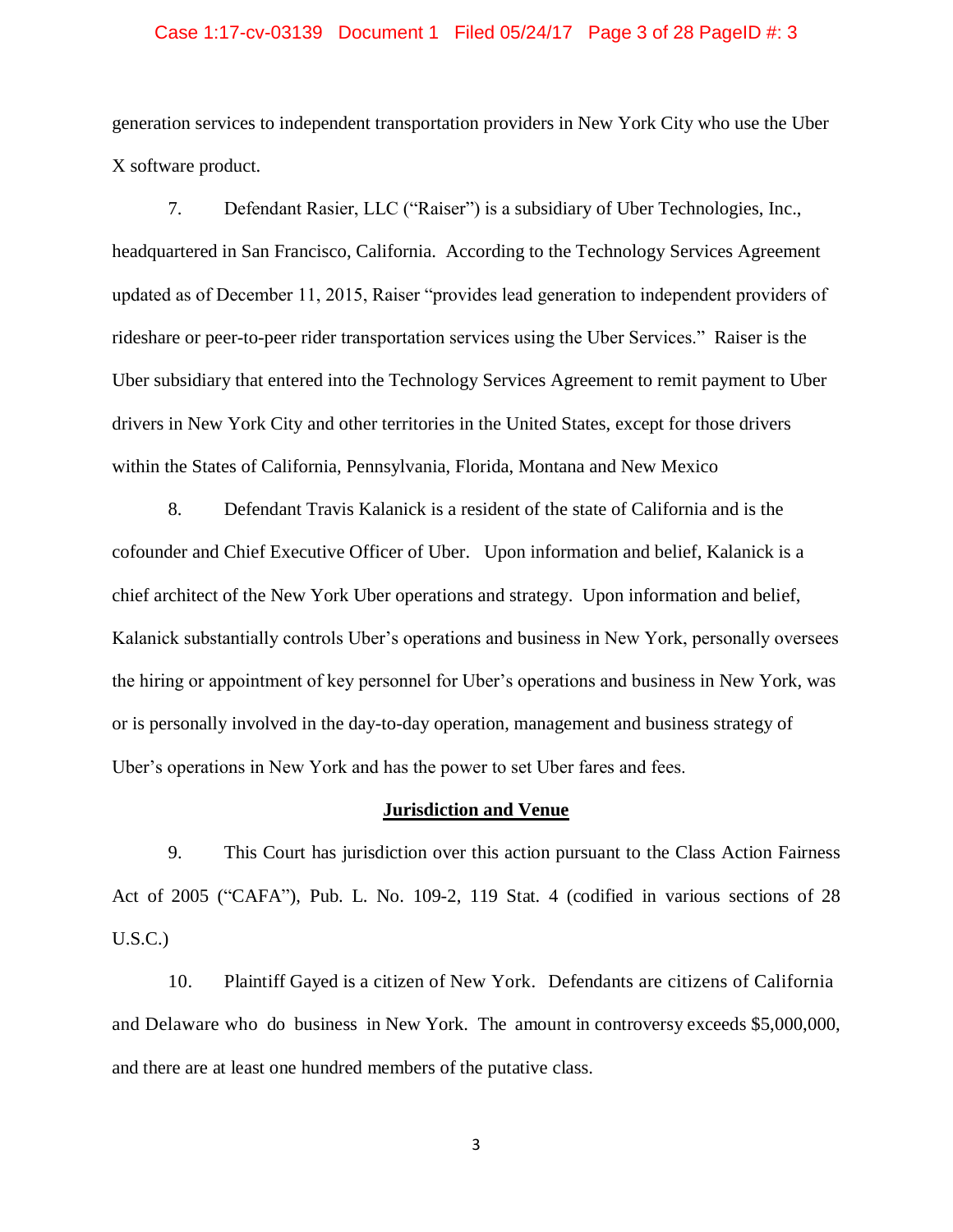generation services to independent transportation providers in New York City who use the Uber X software product.

7. Defendant Rasier, LLC ("Raiser") is a subsidiary of Uber Technologies, Inc., headquartered in San Francisco, California. According to the Technology Services Agreement updated as of December 11, 2015, Raiser "provides lead generation to independent providers of rideshare or peer-to-peer rider transportation services using the Uber Services." Raiser is the Uber subsidiary that entered into the Technology Services Agreement to remit payment to Uber drivers in New York City and other territories in the United States, except for those drivers within the States of California, Pennsylvania, Florida, Montana and New Mexico

8. Defendant Travis Kalanick is a resident of the state of California and is the cofounder and Chief Executive Officer of Uber. Upon information and belief, Kalanick is a chief architect of the New York Uber operations and strategy. Upon information and belief, Kalanick substantially controls Uber's operations and business in New York, personally oversees the hiring or appointment of key personnel for Uber's operations and business in New York, was or is personally involved in the day-to-day operation, management and business strategy of Uber's operations in New York and has the power to set Uber fares and fees.

## Jurisdiction and Venue

9. This Court has jurisdiction over this action pursuant to the Class Action Fairness Act of 2005 ("CAFA"), Pub. L. No. 109-2, 119 Stat. 4 (codified in various sections of 28 U.S.C.)

10. Plaintiff Gayed is a citizen of New York. Defendants are citizens of California and Delaware who do business in New York. The amount in controversy exceeds $5,000,000, and there are at least one hundred members of the putative class.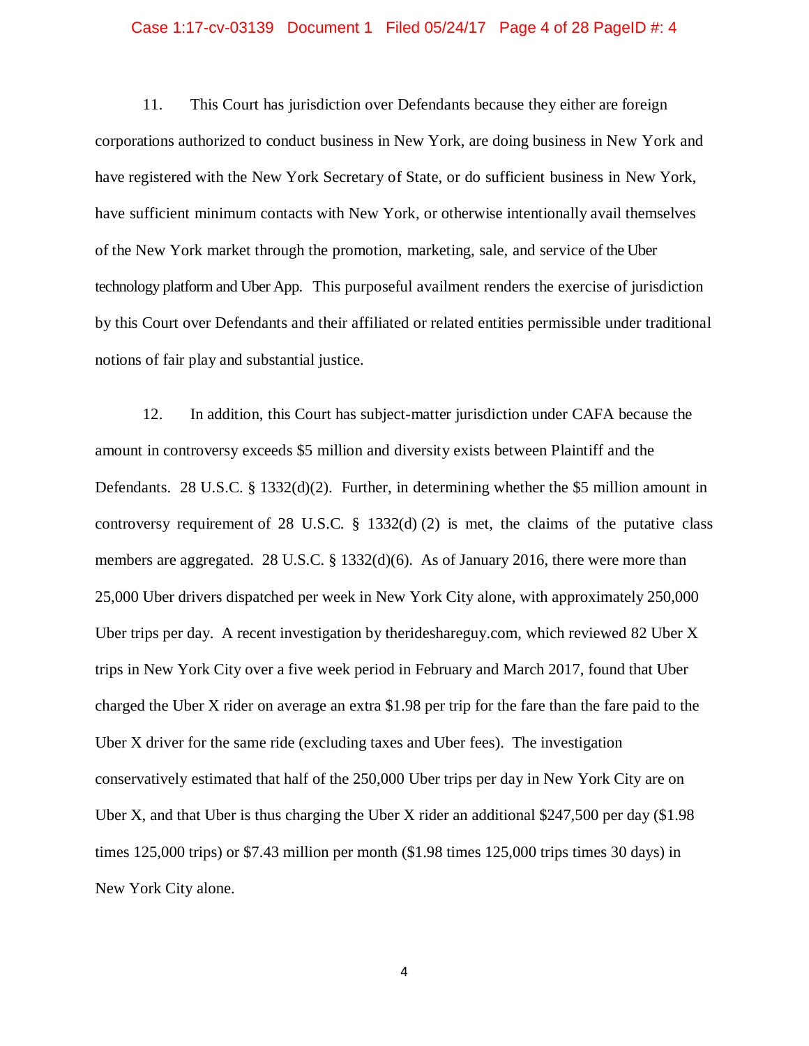11. This Court has jurisdiction over Defendants because they either are foreign corporations authorized to conduct business in New York, are doing business in New York and have registered with the New York Secretary of State, or do sufficient business in New York, have sufficient minimum contacts with New York, or otherwise intentionally avail themselves of the New York market through the promotion, marketing, sale, and service of the Uber technology platform and Uber App. This purposeful availment renders the exercise of jurisdiction by this Court over Defendants and their affiliated or related entities permissible under traditional notions of fair play and substantial justice.

12. In addition, this Court has subject-matter jurisdiction under CAFA because the amount in controversy exceeds $5 million and diversity exists between Plaintiff and the Defendants. 28 U.S.C. § 1332(d)(2). Further, in determining whether the $5 million amount in controversy requirement of 28 U.S.C. § 1332(d) (2) is met, the claims of the putative class members are aggregated. 28 U.S.C. § 1332(d)(6). As of January 2016, there were more than 25,000 Uber drivers dispatched per week in New York City alone, with approximately 250,000 Uber trips per day. A recent investigation by therideshareguy.com, which reviewed 82 Uber X trips in New York City over a five week period in February and March 2017, found that Uber charged the Uber X rider on average an extra $1.98 per trip for the fare than the fare paid to the Uber X driver for the same ride (excluding taxes and Uber fees). The investigation conservatively estimated that half of the 250,000 Uber trips per day in New York City are on Uber X, and that Uber is thus charging the Uber X rider an additional $247,500 per day ($1.98 times 125,000 trips) or $7.43 million per month ($1.98 times 125,000 trips times 30 days) in New York City alone.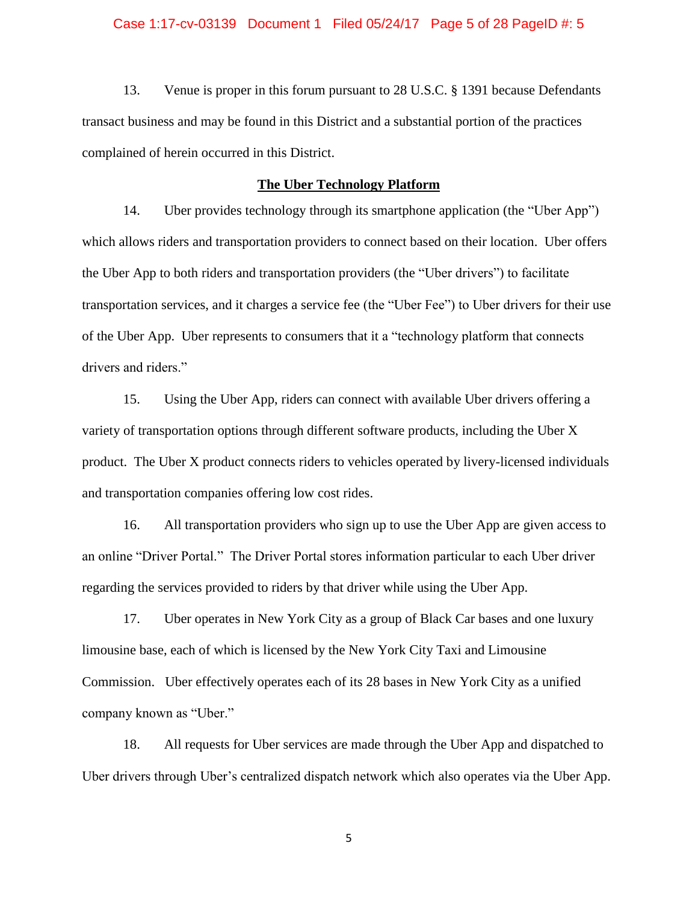13. Venue is proper in this forum pursuant to 28 U.S.C. § 1391 because Defendants transact business and may be found in this District and a substantial portion of the practices complained of herein occurred in this District.

## The Uber Technology Platform

14. Uber provides technology through its smartphone application (the "Uber App") which allows riders and transportation providers to connect based on their location. Uber offers the Uber App to both riders and transportation providers (the "Uber drivers") to facilitate transportation services, and it charges a service fee (the "Uber Fee") to Uber drivers for their use of the Uber App. Uber represents to consumers that it a "technology platform that connects drivers and riders."

15. Using the Uber App, riders can connect with available Uber drivers offering a variety of transportation options through different software products, including the Uber X product. The Uber X product connects riders to vehicles operated by livery-licensed individuals and transportation companies offering low cost rides.

16. All transportation providers who sign up to use the Uber App are given access to an online "Driver Portal." The Driver Portal stores information particular to each Uber driver regarding the services provided to riders by that driver while using the Uber App.

17. Uber operates in New York City as a group of Black Car bases and one luxury limousine base, each of which is licensed by the New York City Taxi and Limousine Commission. Uber effectively operates each of its 28 bases in New York City as a unified company known as "Uber."

18. All requests for Uber services are made through the Uber App and dispatched to Uber drivers through Uber's centralized dispatch network which also operates via the Uber App.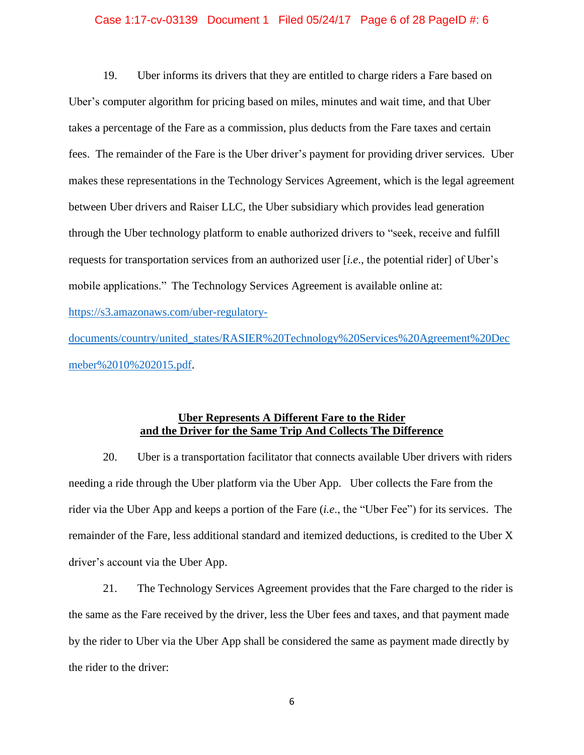19. Uber informs its drivers that they are entitled to charge riders a Fare based on Uber's computer algorithm for pricing based on miles, minutes and wait time, and that Uber takes a percentage of the Fare as a commission, plus deducts from the Fare taxes and certain fees. The remainder of the Fare is the Uber driver's payment for providing driver services. Uber makes these representations in the Technology Services Agreement, which is the legal agreement between Uber drivers and Raiser LLC, the Uber subsidiary which provides lead generation through the Uber technology platform to enable authorized drivers to "seek, receive and fulfill requests for transportation services from an authorized user [*i.e.*, the potential rider] of Uber's mobile applications." The Technology Services Agreement is available online at: [https://s3.amazonaws.com/uber-regulatory-documents/country/united_states/RASIER%20Technology%20Services%20Agreement%20Decmeber%2010%202015.pdf](https://s3.amazonaws.com/uber-regulatory-documents/country/united_states/RASIER%20Technology%20Services%20Agreement%20Decmeber%2010%202015.pdf).

**<u>Uber Represents A Different Fare to the Rider and the Driver for the Same Trip And Collects The Difference</u>**

20. Uber is a transportation facilitator that connects available Uber drivers with riders needing a ride through the Uber platform via the Uber App. Uber collects the Fare from the rider via the Uber App and keeps a portion of the Fare (*i.e.*, the "Uber Fee") for its services. The remainder of the Fare, less additional standard and itemized deductions, is credited to the Uber X driver's account via the Uber App.

21. The Technology Services Agreement provides that the Fare charged to the rider is the same as the Fare received by the driver, less the Uber fees and taxes, and that payment made by the rider to Uber via the Uber App shall be considered the same as payment made directly by the rider to the driver: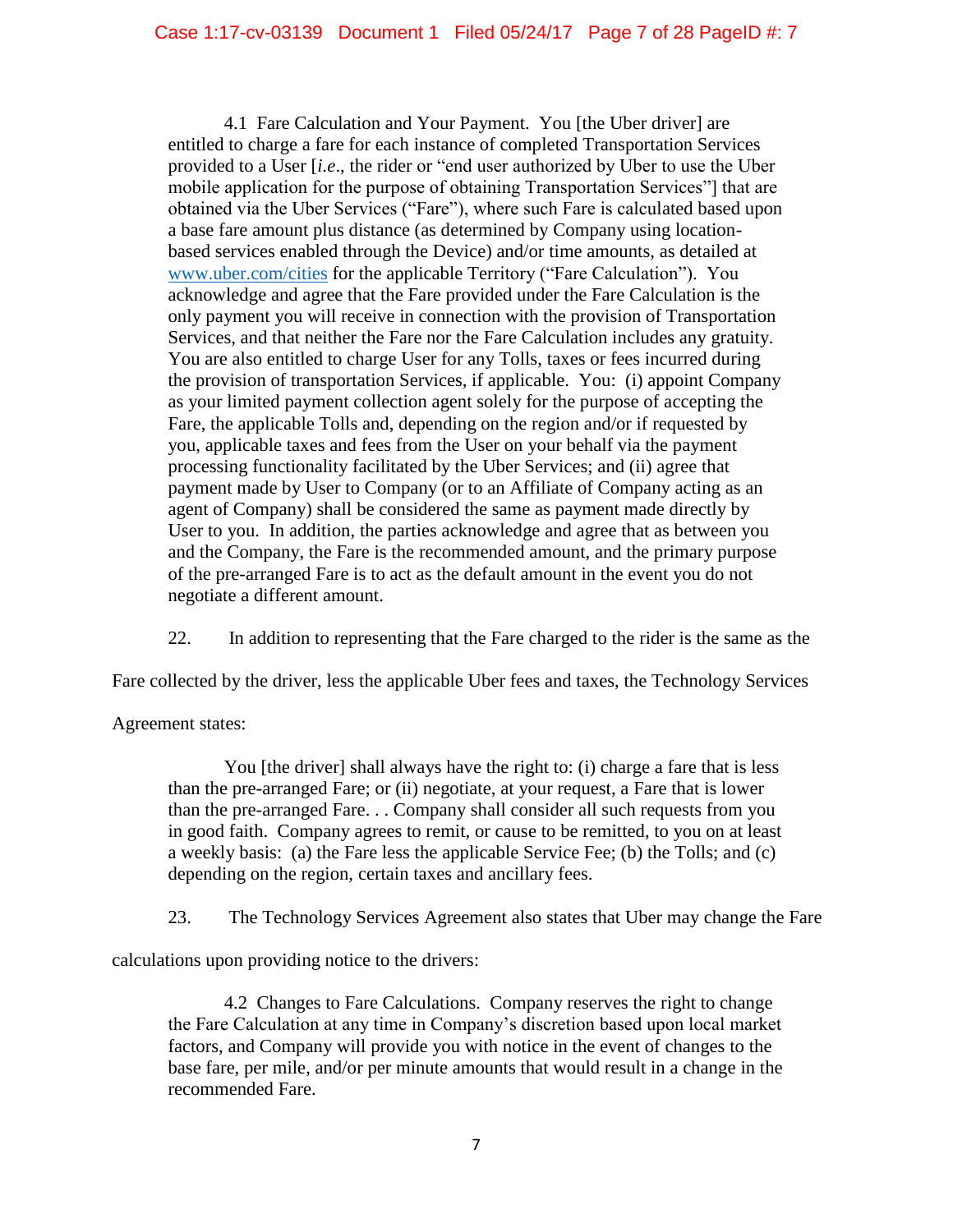> 4.1 Fare Calculation and Your Payment. You [the Uber driver] are entitled to charge a fare for each instance of completed Transportation Services provided to a User [*i.e*., the rider or "end user authorized by Uber to use the Uber mobile application for the purpose of obtaining Transportation Services"] that are obtained via the Uber Services ("Fare"), where such Fare is calculated based upon a base fare amount plus distance (as determined by Company using location-based services enabled through the Device) and/or time amounts, as detailed at www.uber.com/cities for the applicable Territory ("Fare Calculation"). You acknowledge and agree that the Fare provided under the Fare Calculation is the only payment you will receive in connection with the provision of Transportation Services, and that neither the Fare nor the Fare Calculation includes any gratuity. You are also entitled to charge User for any Tolls, taxes or fees incurred during the provision of transportation Services, if applicable. You: (i) appoint Company as your limited payment collection agent solely for the purpose of accepting the Fare, the applicable Tolls and, depending on the region and/or if requested by you, applicable taxes and fees from the User on your behalf via the payment processing functionality facilitated by the Uber Services; and (ii) agree that payment made by User to Company (or to an Affiliate of Company acting as an agent of Company) shall be considered the same as payment made directly by User to you. In addition, the parties acknowledge and agree that as between you and the Company, the Fare is the recommended amount, and the primary purpose of the pre-arranged Fare is to act as the default amount in the event you do not negotiate a different amount.

22. In addition to representing that the Fare charged to the rider is the same as the Fare collected by the driver, less the applicable Uber fees and taxes, the Technology Services Agreement states:

> You [the driver] shall always have the right to: (i) charge a fare that is less than the pre-arranged Fare; or (ii) negotiate, at your request, a Fare that is lower than the pre-arranged Fare. . . Company shall consider all such requests from you in good faith. Company agrees to remit, or cause to be remitted, to you on at least a weekly basis: (a) the Fare less the applicable Service Fee; (b) the Tolls; and (c) depending on the region, certain taxes and ancillary fees.

23. The Technology Services Agreement also states that Uber may change the Fare calculations upon providing notice to the drivers:

> 4.2 Changes to Fare Calculations. Company reserves the right to change the Fare Calculation at any time in Company's discretion based upon local market factors, and Company will provide you with notice in the event of changes to the base fare, per mile, and/or per minute amounts that would result in a change in the recommended Fare.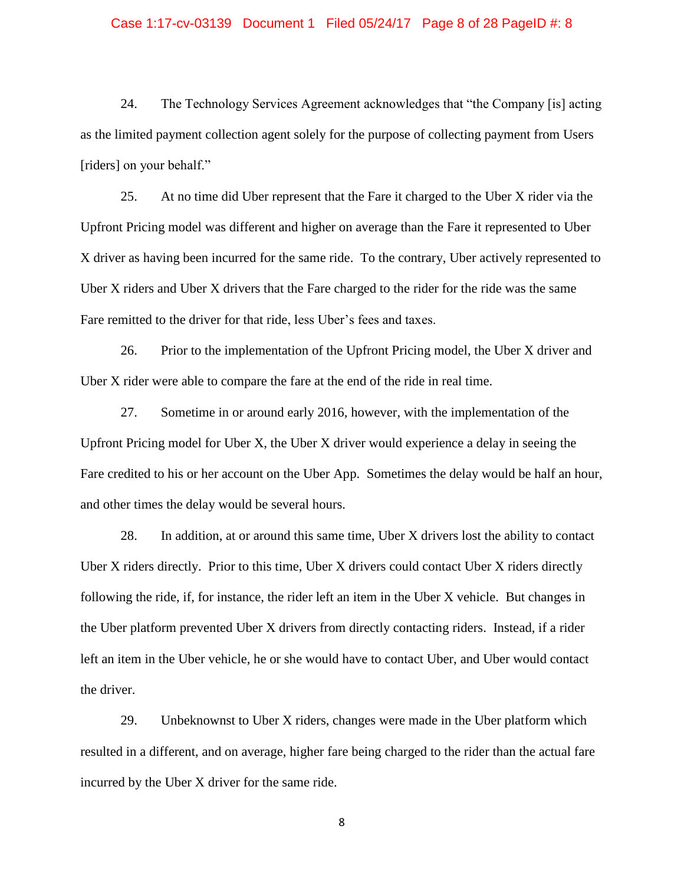24. The Technology Services Agreement acknowledges that "the Company [is] acting as the limited payment collection agent solely for the purpose of collecting payment from Users [riders] on your behalf."

25. At no time did Uber represent that the Fare it charged to the Uber X rider via the Upfront Pricing model was different and higher on average than the Fare it represented to Uber X driver as having been incurred for the same ride. To the contrary, Uber actively represented to Uber X riders and Uber X drivers that the Fare charged to the rider for the ride was the same Fare remitted to the driver for that ride, less Uber's fees and taxes.

26. Prior to the implementation of the Upfront Pricing model, the Uber X driver and Uber X rider were able to compare the fare at the end of the ride in real time.

27. Sometime in or around early 2016, however, with the implementation of the Upfront Pricing model for Uber X, the Uber X driver would experience a delay in seeing the Fare credited to his or her account on the Uber App. Sometimes the delay would be half an hour, and other times the delay would be several hours.

28. In addition, at or around this same time, Uber X drivers lost the ability to contact Uber X riders directly. Prior to this time, Uber X drivers could contact Uber X riders directly following the ride, if, for instance, the rider left an item in the Uber X vehicle. But changes in the Uber platform prevented Uber X drivers from directly contacting riders. Instead, if a rider left an item in the Uber vehicle, he or she would have to contact Uber, and Uber would contact the driver.

29. Unbeknownst to Uber X riders, changes were made in the Uber platform which resulted in a different, and on average, higher fare being charged to the rider than the actual fare incurred by the Uber X driver for the same ride.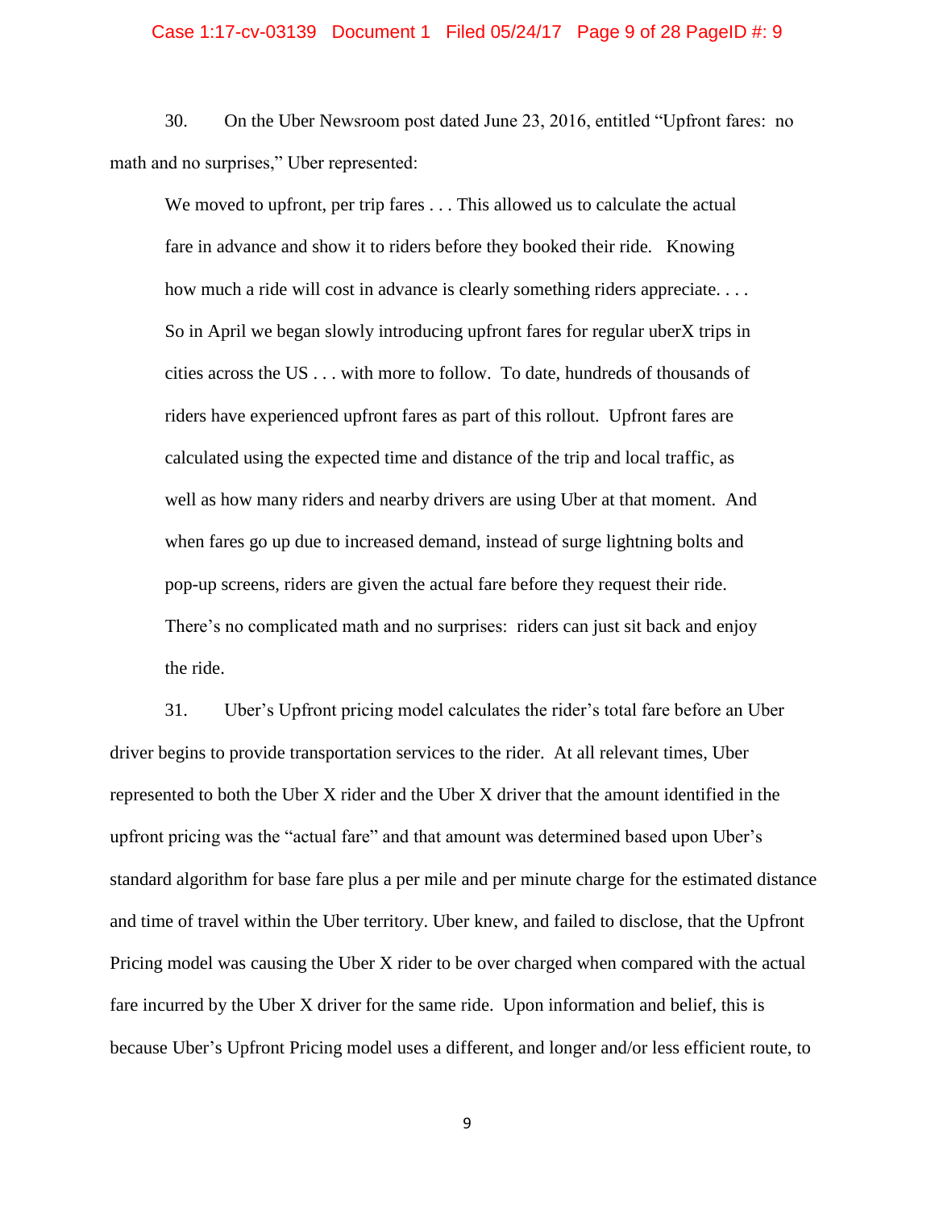30. On the Uber Newsroom post dated June 23, 2016, entitled "Upfront fares: no math and no surprises," Uber represented:

> We moved to upfront, per trip fares . . . This allowed us to calculate the actual fare in advance and show it to riders before they booked their ride. Knowing how much a ride will cost in advance is clearly something riders appreciate. . . . So in April we began slowly introducing upfront fares for regular uberX trips in cities across the US . . . with more to follow. To date, hundreds of thousands of riders have experienced upfront fares as part of this rollout. Upfront fares are calculated using the expected time and distance of the trip and local traffic, as well as how many riders and nearby drivers are using Uber at that moment. And when fares go up due to increased demand, instead of surge lightning bolts and pop-up screens, riders are given the actual fare before they request their ride. There's no complicated math and no surprises: riders can just sit back and enjoy the ride.

31. Uber's Upfront pricing model calculates the rider's total fare before an Uber driver begins to provide transportation services to the rider. At all relevant times, Uber represented to both the Uber X rider and the Uber X driver that the amount identified in the upfront pricing was the "actual fare" and that amount was determined based upon Uber's standard algorithm for base fare plus a per mile and per minute charge for the estimated distance and time of travel within the Uber territory. Uber knew, and failed to disclose, that the Upfront Pricing model was causing the Uber X rider to be over charged when compared with the actual fare incurred by the Uber X driver for the same ride. Upon information and belief, this is because Uber's Upfront Pricing model uses a different, and longer and/or less efficient route, to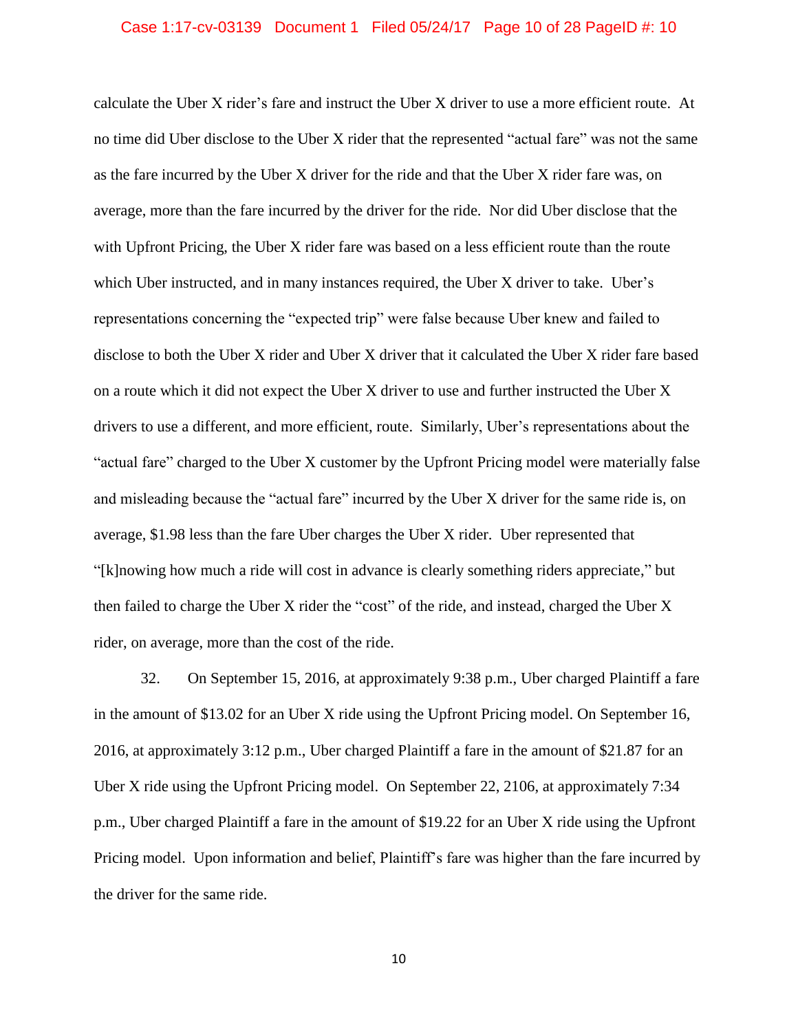calculate the Uber X rider's fare and instruct the Uber X driver to use a more efficient route. At no time did Uber disclose to the Uber X rider that the represented "actual fare" was not the same as the fare incurred by the Uber X driver for the ride and that the Uber X rider fare was, on average, more than the fare incurred by the driver for the ride. Nor did Uber disclose that the with Upfront Pricing, the Uber X rider fare was based on a less efficient route than the route which Uber instructed, and in many instances required, the Uber X driver to take. Uber's representations concerning the "expected trip" were false because Uber knew and failed to disclose to both the Uber X rider and Uber X driver that it calculated the Uber X rider fare based on a route which it did not expect the Uber X driver to use and further instructed the Uber X drivers to use a different, and more efficient, route. Similarly, Uber's representations about the "actual fare" charged to the Uber X customer by the Upfront Pricing model were materially false and misleading because the "actual fare" incurred by the Uber X driver for the same ride is, on average, $1.98 less than the fare Uber charges the Uber X rider. Uber represented that "[k]nowing how much a ride will cost in advance is clearly something riders appreciate," but then failed to charge the Uber X rider the "cost" of the ride, and instead, charged the Uber X rider, on average, more than the cost of the ride.

32. On September 15, 2016, at approximately 9:38 p.m., Uber charged Plaintiff a fare in the amount of $13.02 for an Uber X ride using the Upfront Pricing model. On September 16, 2016, at approximately 3:12 p.m., Uber charged Plaintiff a fare in the amount of $21.87 for an Uber X ride using the Upfront Pricing model. On September 22, 2106, at approximately 7:34 p.m., Uber charged Plaintiff a fare in the amount of $19.22 for an Uber X ride using the Upfront Pricing model. Upon information and belief, Plaintiff's fare was higher than the fare incurred by the driver for the same ride.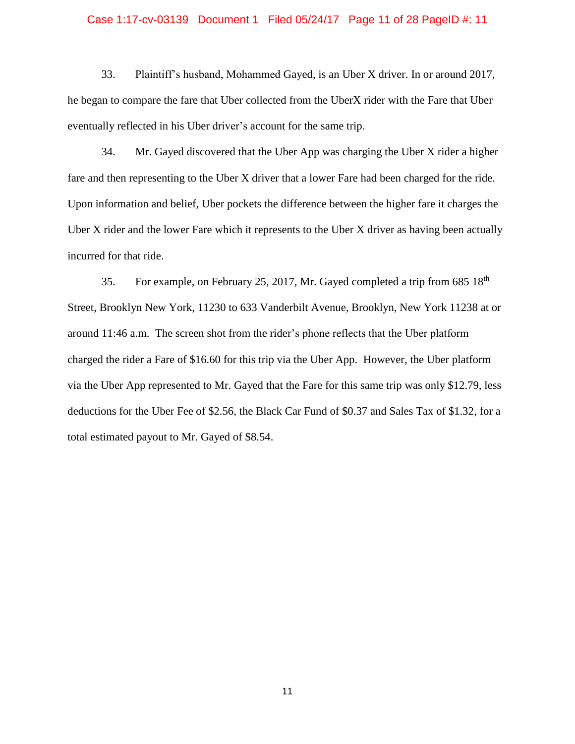33. Plaintiff's husband, Mohammed Gayed, is an Uber X driver. In or around 2017, he began to compare the fare that Uber collected from the UberX rider with the Fare that Uber eventually reflected in his Uber driver's account for the same trip.

34. Mr. Gayed discovered that the Uber App was charging the Uber X rider a higher fare and then representing to the Uber X driver that a lower Fare had been charged for the ride. Upon information and belief, Uber pockets the difference between the higher fare it charges the Uber X rider and the lower Fare which it represents to the Uber X driver as having been actually incurred for that ride.

35. For example, on February 25, 2017, Mr. Gayed completed a trip from 685 18th Street, Brooklyn New York, 11230 to 633 Vanderbilt Avenue, Brooklyn, New York 11238 at or around 11:46 a.m. The screen shot from the rider's phone reflects that the Uber platform charged the rider a Fare of $16.60 for this trip via the Uber App. However, the Uber platform via the Uber App represented to Mr. Gayed that the Fare for this same trip was only $12.79, less deductions for the Uber Fee of $2.56, the Black Car Fund of $0.37 and Sales Tax of $1.32, for a total estimated payout to Mr. Gayed of $8.54.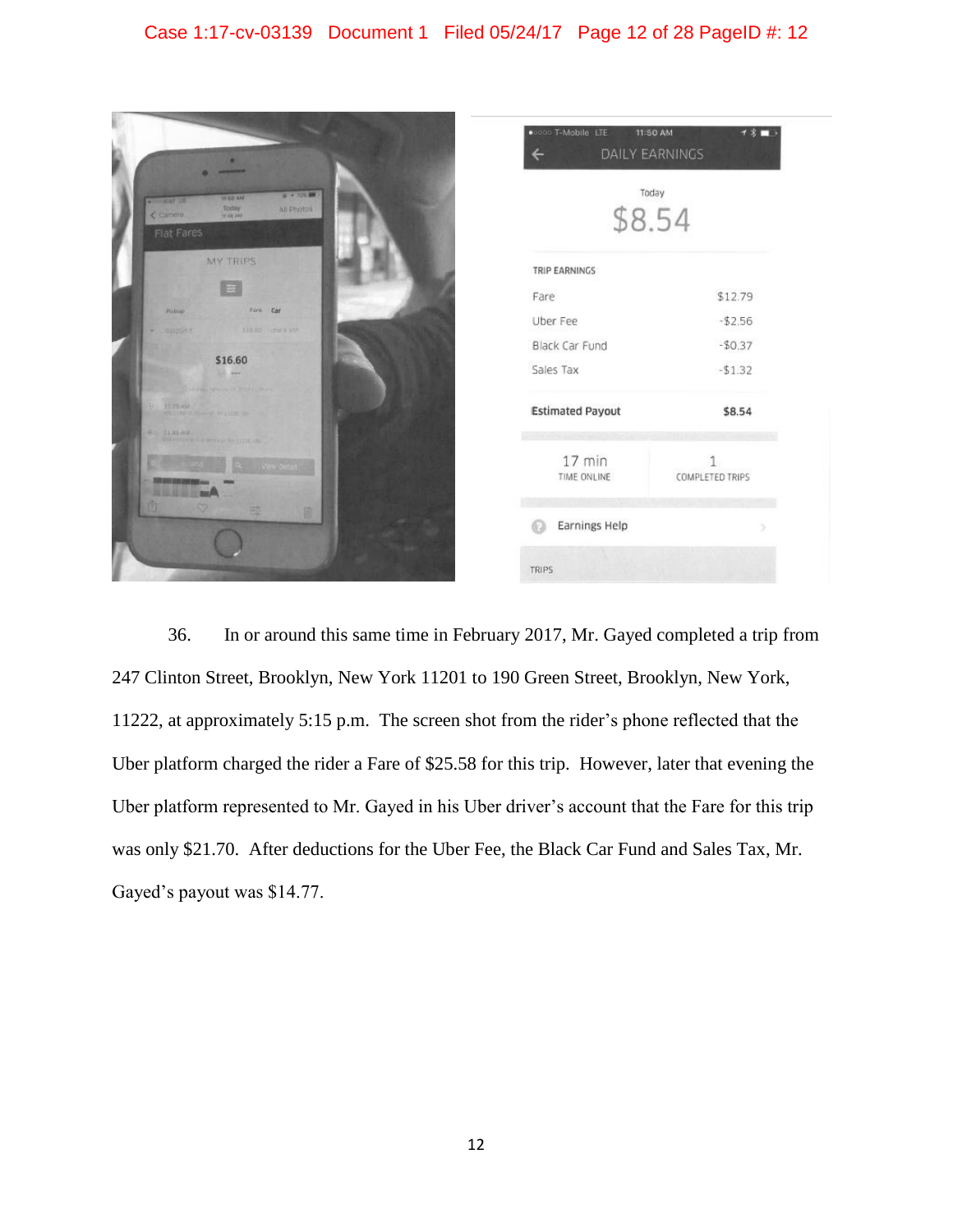DAILY EARNINGS

Today

$8.54

TRIP EARNINGS

| | |
|---|---|
| Fare | $12.79 |
| Uber Fee | -$2.56 |
| Black Car Fund | -$0.37 |
| Sales Tax | -$1.32 |
| **Estimated Payout** | **$8.54** |

17 min TIME ONLINE | 1 COMPLETED TRIPS

Earnings Help

TRIPS

36. In or around this same time in February 2017, Mr. Gayed completed a trip from 247 Clinton Street, Brooklyn, New York 11201 to 190 Green Street, Brooklyn, New York, 11222, at approximately 5:15 p.m. The screen shot from the rider's phone reflected that the Uber platform charged the rider a Fare of $25.58 for this trip. However, later that evening the Uber platform represented to Mr. Gayed in his Uber driver's account that the Fare for this trip was only $21.70. After deductions for the Uber Fee, the Black Car Fund and Sales Tax, Mr. Gayed's payout was $14.77.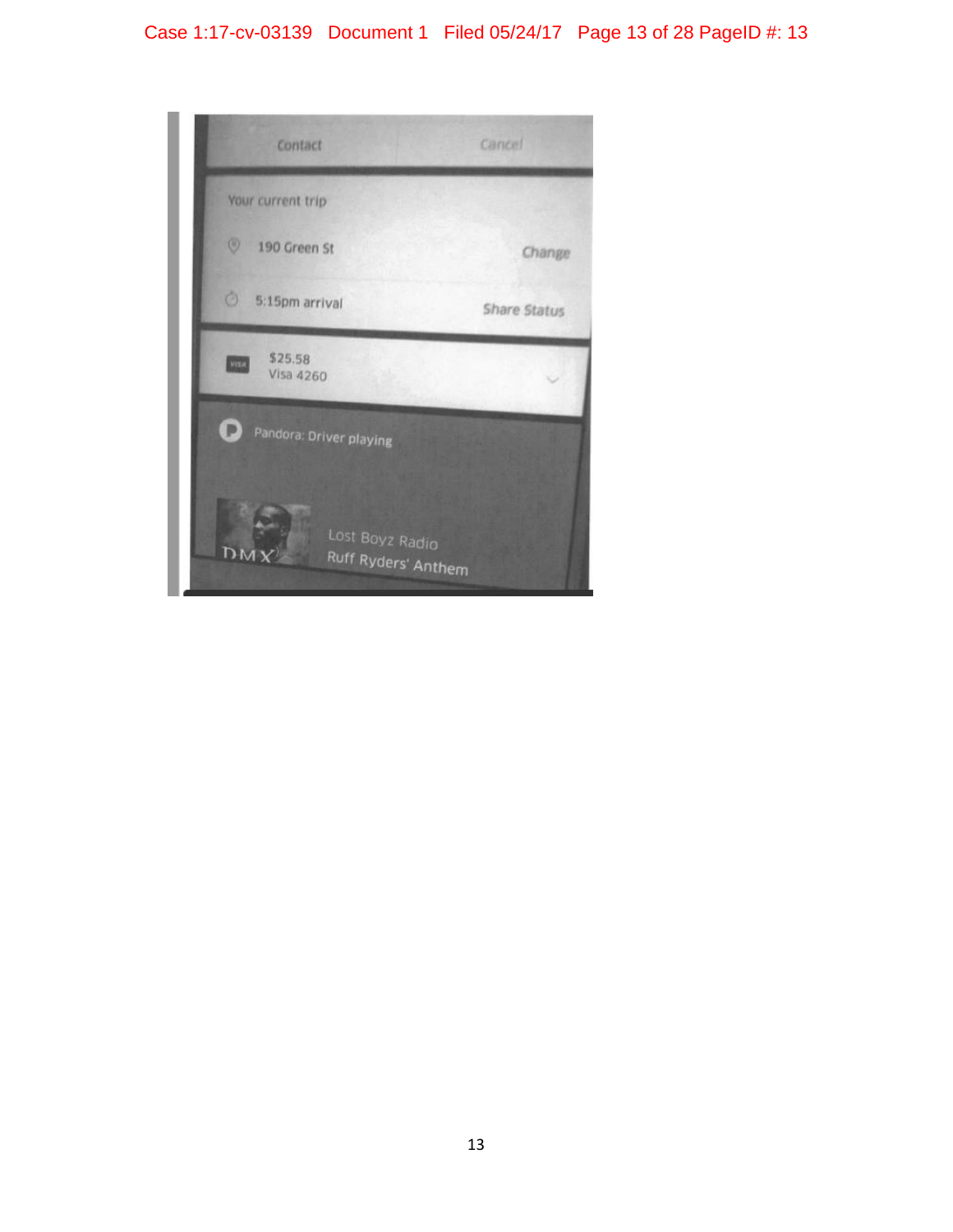Contact Cancel

Your current trip

190 Green St Change

5:15pm arrival Share Status

$25.58
Visa 4260

Pandora: Driver playing

DMX

Lost Boyz Radio
Ruff Ryders' Anthem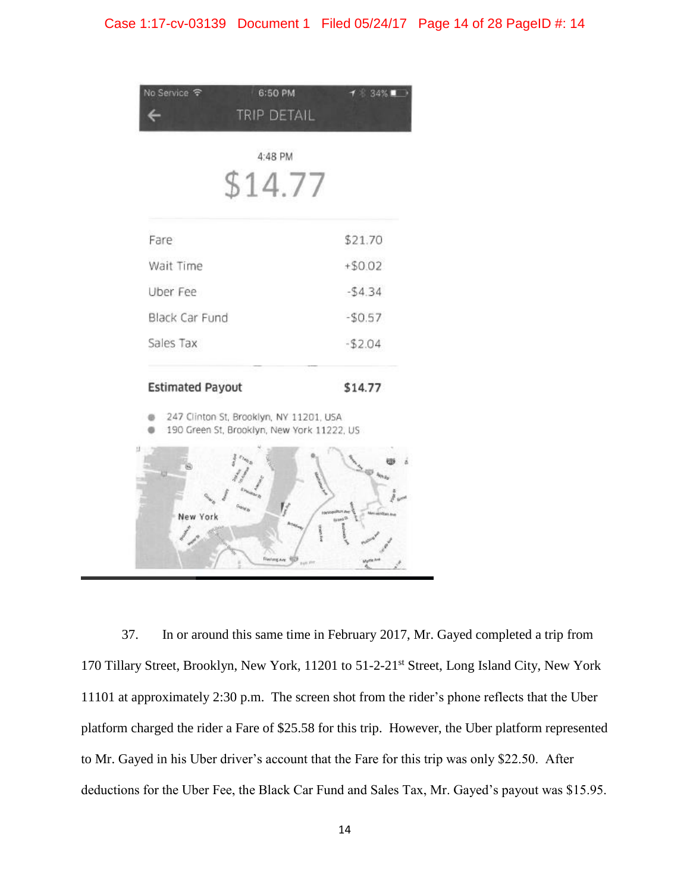TRIP DETAIL

4:48 PM

$14.77

| Fare | $21.70 |
| --- | --- |
| Wait Time | +$0.02 |
| Uber Fee | -$4.34 |
| Black Car Fund | -$0.57 |
| Sales Tax | -$2.04 |
| **Estimated Payout** | **$14.77** |

- 247 Clinton St, Brooklyn, NY 11201, USA
- 190 Green St, Brooklyn, New York 11222, US

37. In or around this same time in February 2017, Mr. Gayed completed a trip from 170 Tillary Street, Brooklyn, New York, 11201 to 51-2-21st Street, Long Island City, New York 11101 at approximately 2:30 p.m. The screen shot from the rider's phone reflects that the Uber platform charged the rider a Fare of $25.58 for this trip. However, the Uber platform represented to Mr. Gayed in his Uber driver's account that the Fare for this trip was only $22.50. After deductions for the Uber Fee, the Black Car Fund and Sales Tax, Mr. Gayed's payout was $15.95.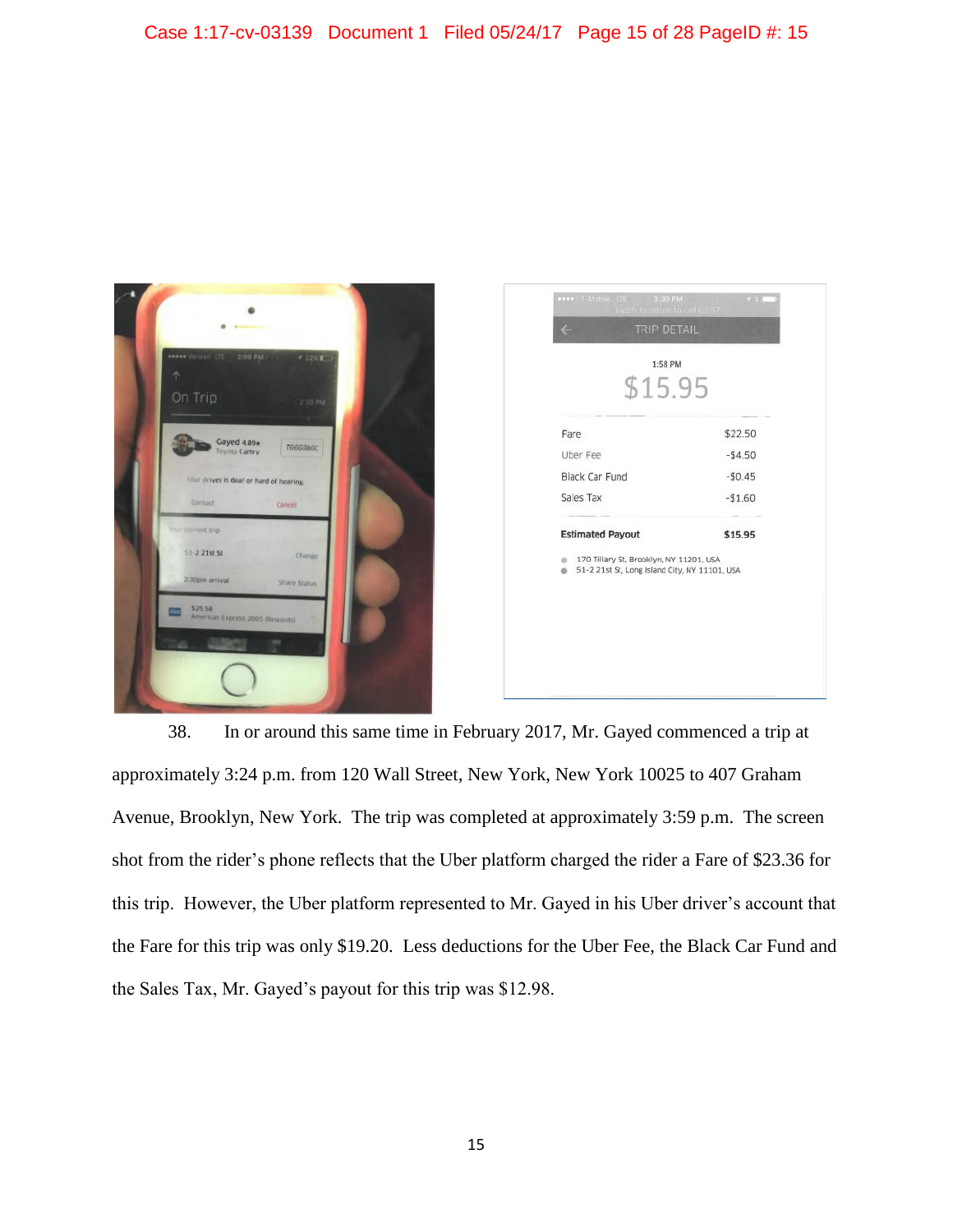38. In or around this same time in February 2017, Mr. Gayed commenced a trip at approximately 3:24 p.m. from 120 Wall Street, New York, New York 10025 to 407 Graham Avenue, Brooklyn, New York. The trip was completed at approximately 3:59 p.m. The screen shot from the rider's phone reflects that the Uber platform charged the rider a Fare of $23.36 for this trip. However, the Uber platform represented to Mr. Gayed in his Uber driver's account that the Fare for this trip was only $19.20. Less deductions for the Uber Fee, the Black Car Fund and the Sales Tax, Mr. Gayed's payout for this trip was $12.98.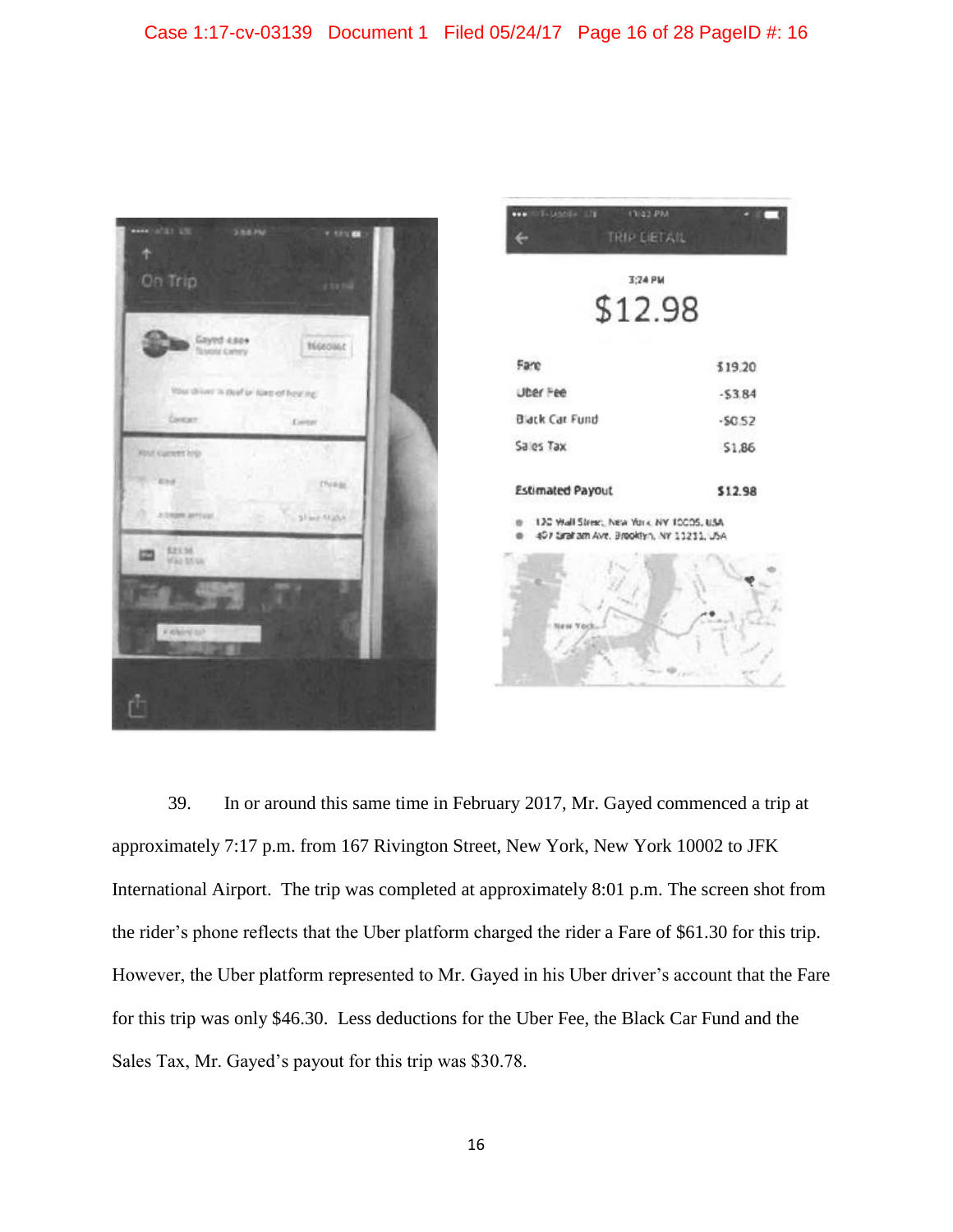| | |
|---|---|
| Fare | $19.20 |
| Uber Fee | -$3.84 |
| Black Car Fund | -$0.52 |
| Sales Tax | $1.86 |
| Estimated Payout | $12.98 |

39. In or around this same time in February 2017, Mr. Gayed commenced a trip at approximately 7:17 p.m. from 167 Rivington Street, New York, New York 10002 to JFK International Airport. The trip was completed at approximately 8:01 p.m. The screen shot from the rider's phone reflects that the Uber platform charged the rider a Fare of $61.30 for this trip. However, the Uber platform represented to Mr. Gayed in his Uber driver's account that the Fare for this trip was only $46.30. Less deductions for the Uber Fee, the Black Car Fund and the Sales Tax, Mr. Gayed's payout for this trip was $30.78.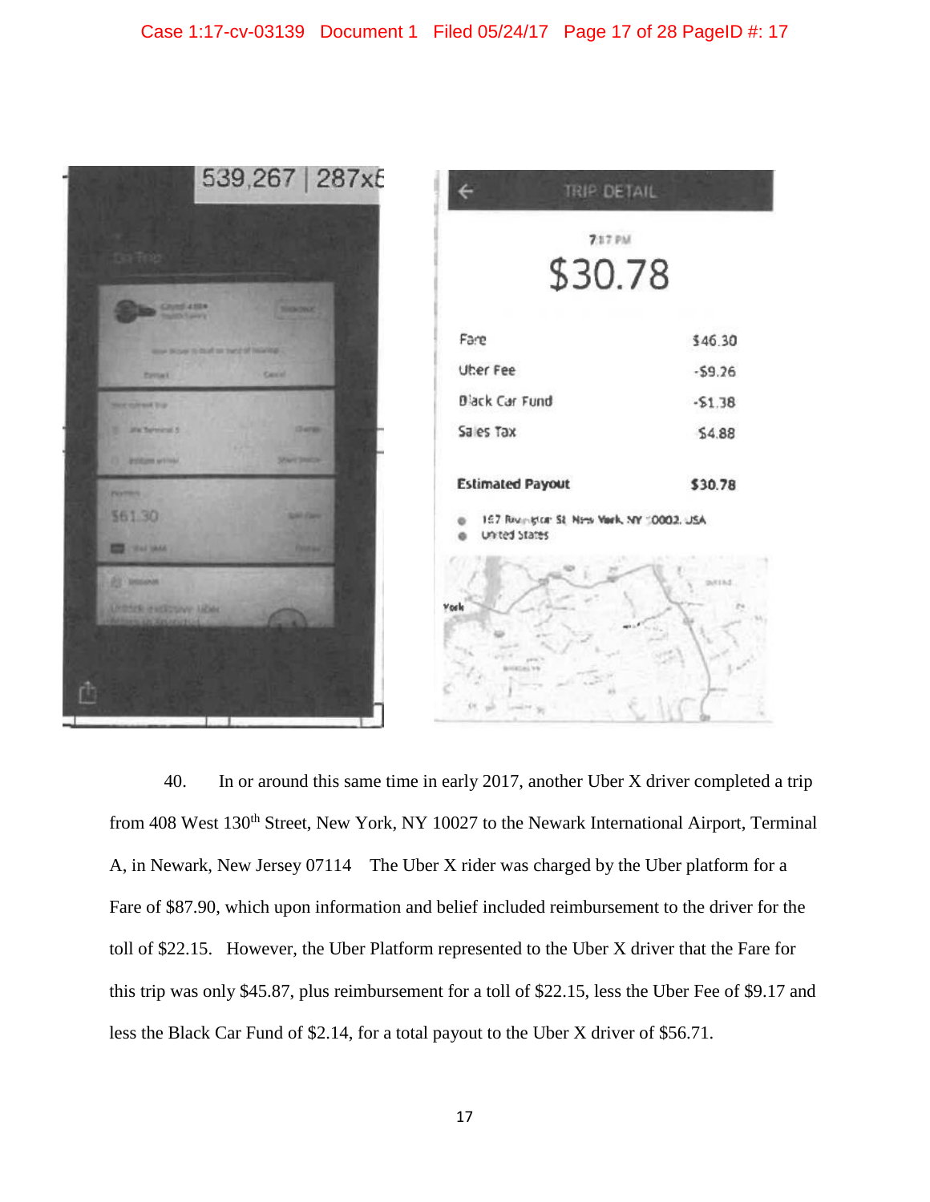| TRIP DETAIL | |
|---|---|
| 7:17 PM | |
| $30.78 | |
| Fare | $46.30 |
| Uber Fee | -$9.26 |
| Black Car Fund | -$1.38 |
| Sales Tax | $4.88 |
| **Estimated Payout** | **$30.78** |

40. In or around this same time in early 2017, another Uber X driver completed a trip from 408 West 130th Street, New York, NY 10027 to the Newark International Airport, Terminal A, in Newark, New Jersey 07114 The Uber X rider was charged by the Uber platform for a Fare of $87.90, which upon information and belief included reimbursement to the driver for the toll of $22.15. However, the Uber Platform represented to the Uber X driver that the Fare for this trip was only $45.87, plus reimbursement for a toll of $22.15, less the Uber Fee of $9.17 and less the Black Car Fund of $2.14, for a total payout to the Uber X driver of $56.71.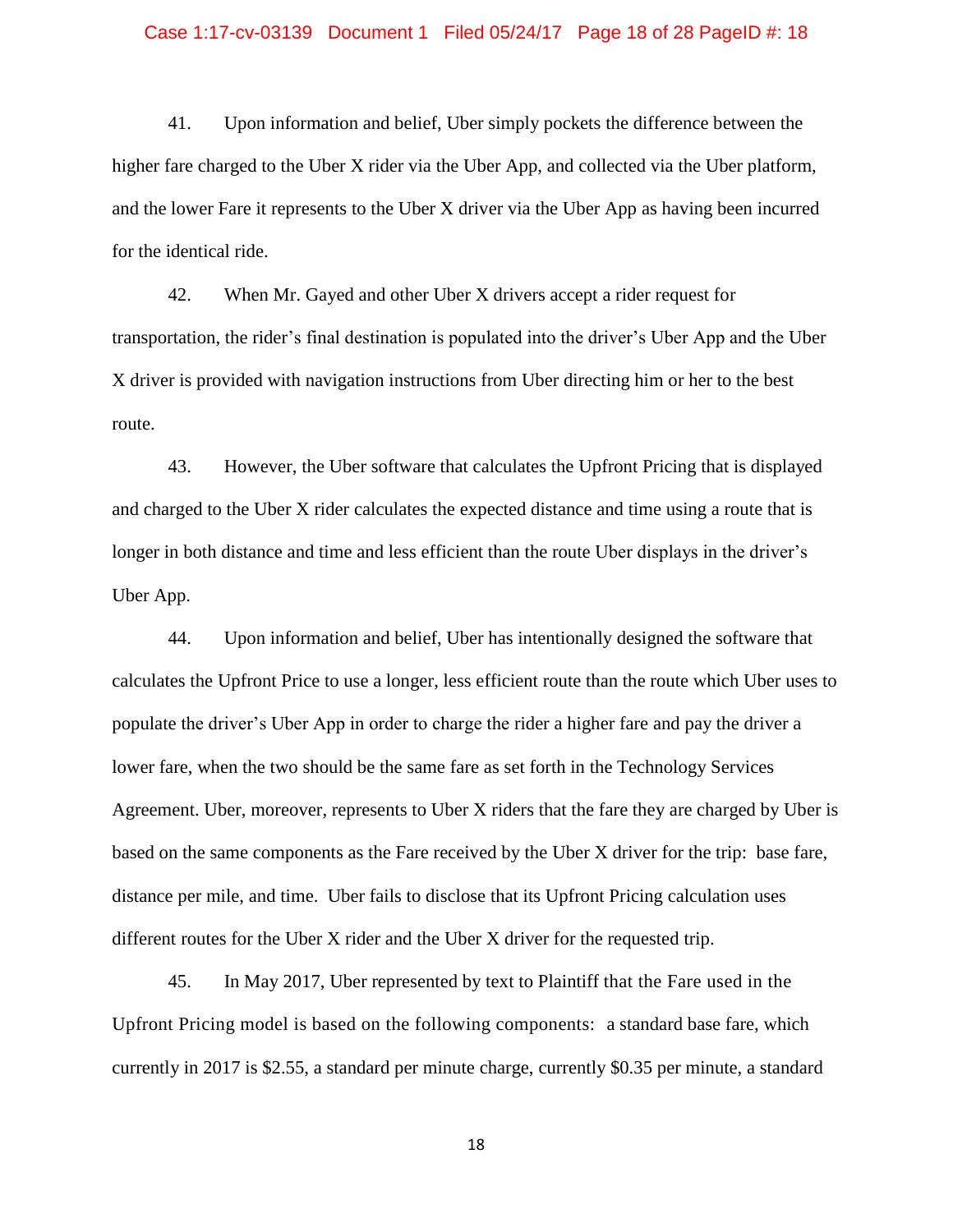41. Upon information and belief, Uber simply pockets the difference between the higher fare charged to the Uber X rider via the Uber App, and collected via the Uber platform, and the lower Fare it represents to the Uber X driver via the Uber App as having been incurred for the identical ride.

42. When Mr. Gayed and other Uber X drivers accept a rider request for transportation, the rider's final destination is populated into the driver's Uber App and the Uber X driver is provided with navigation instructions from Uber directing him or her to the best route.

43. However, the Uber software that calculates the Upfront Pricing that is displayed and charged to the Uber X rider calculates the expected distance and time using a route that is longer in both distance and time and less efficient than the route Uber displays in the driver's Uber App.

44. Upon information and belief, Uber has intentionally designed the software that calculates the Upfront Price to use a longer, less efficient route than the route which Uber uses to populate the driver's Uber App in order to charge the rider a higher fare and pay the driver a lower fare, when the two should be the same fare as set forth in the Technology Services Agreement. Uber, moreover, represents to Uber X riders that the fare they are charged by Uber is based on the same components as the Fare received by the Uber X driver for the trip: base fare, distance per mile, and time. Uber fails to disclose that its Upfront Pricing calculation uses different routes for the Uber X rider and the Uber X driver for the requested trip.

45. In May 2017, Uber represented by text to Plaintiff that the Fare used in the Upfront Pricing model is based on the following components: a standard base fare, which currently in 2017 is $2.55, a standard per minute charge, currently $0.35 per minute, a standard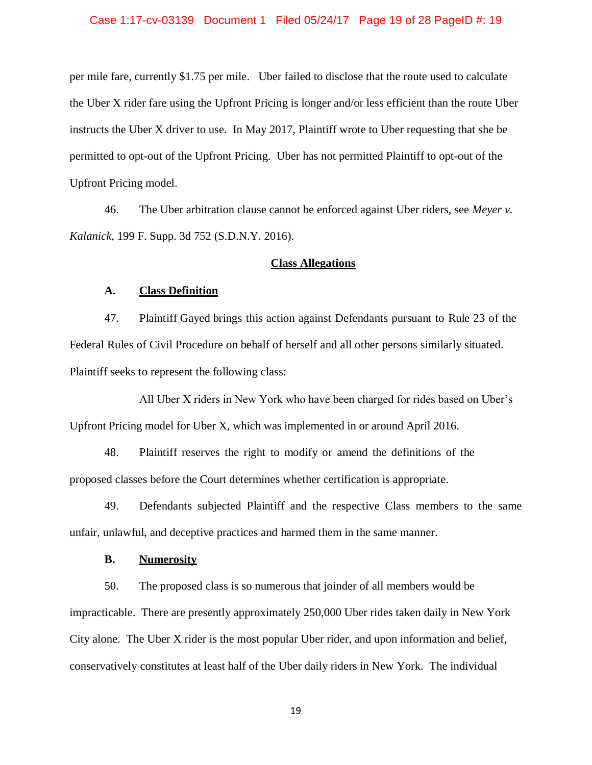per mile fare, currently $1.75 per mile. Uber failed to disclose that the route used to calculate the Uber X rider fare using the Upfront Pricing is longer and/or less efficient than the route Uber instructs the Uber X driver to use. In May 2017, Plaintiff wrote to Uber requesting that she be permitted to opt-out of the Upfront Pricing. Uber has not permitted Plaintiff to opt-out of the Upfront Pricing model.

46. The Uber arbitration clause cannot be enforced against Uber riders, see *Meyer v. Kalanick*, 199 F. Supp. 3d 752 (S.D.N.Y. 2016).

## Class Allegations

### A. Class Definition

47. Plaintiff Gayed brings this action against Defendants pursuant to Rule 23 of the Federal Rules of Civil Procedure on behalf of herself and all other persons similarly situated. Plaintiff seeks to represent the following class:

All Uber X riders in New York who have been charged for rides based on Uber's Upfront Pricing model for Uber X, which was implemented in or around April 2016.

48. Plaintiff reserves the right to modify or amend the definitions of the proposed classes before the Court determines whether certification is appropriate.

49. Defendants subjected Plaintiff and the respective Class members to the same unfair, unlawful, and deceptive practices and harmed them in the same manner.

### B. Numerosity

50. The proposed class is so numerous that joinder of all members would be impracticable. There are presently approximately 250,000 Uber rides taken daily in New York City alone. The Uber X rider is the most popular Uber rider, and upon information and belief, conservatively constitutes at least half of the Uber daily riders in New York. The individual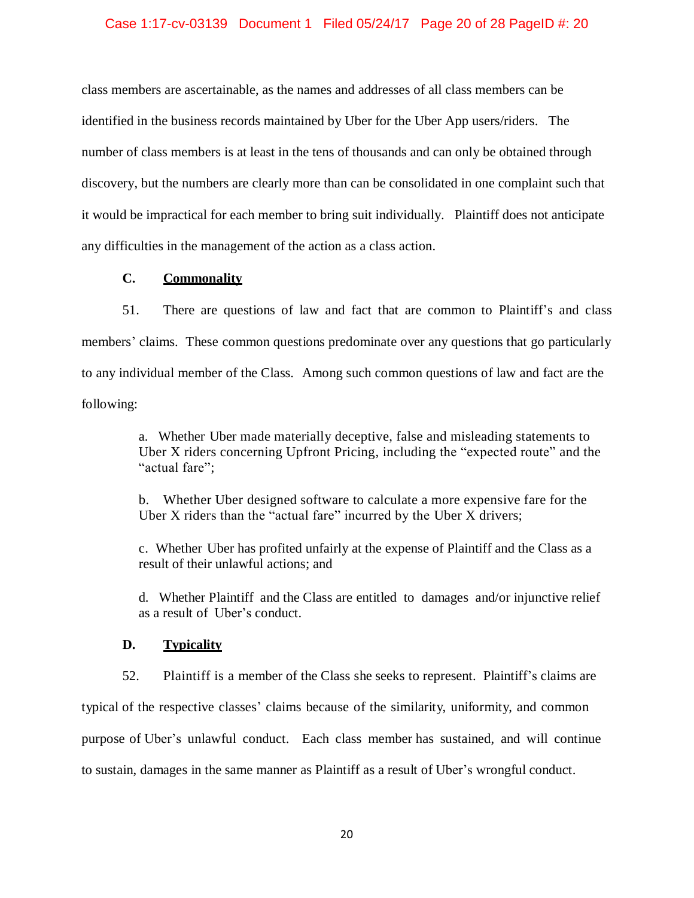class members are ascertainable, as the names and addresses of all class members can be identified in the business records maintained by Uber for the Uber App users/riders. The number of class members is at least in the tens of thousands and can only be obtained through discovery, but the numbers are clearly more than can be consolidated in one complaint such that it would be impractical for each member to bring suit individually. Plaintiff does not anticipate any difficulties in the management of the action as a class action.

### C. Commonality

51. There are questions of law and fact that are common to Plaintiff's and class members' claims. These common questions predominate over any questions that go particularly to any individual member of the Class. Among such common questions of law and fact are the following:

> a. Whether Uber made materially deceptive, false and misleading statements to Uber X riders concerning Upfront Pricing, including the "expected route" and the "actual fare";
>
> b. Whether Uber designed software to calculate a more expensive fare for the Uber X riders than the "actual fare" incurred by the Uber X drivers;
>
> c. Whether Uber has profited unfairly at the expense of Plaintiff and the Class as a result of their unlawful actions; and
>
> d. Whether Plaintiff and the Class are entitled to damages and/or injunctive relief as a result of Uber's conduct.

### D. Typicality

52. Plaintiff is a member of the Class she seeks to represent. Plaintiff's claims are typical of the respective classes' claims because of the similarity, uniformity, and common purpose of Uber's unlawful conduct. Each class member has sustained, and will continue to sustain, damages in the same manner as Plaintiff as a result of Uber's wrongful conduct.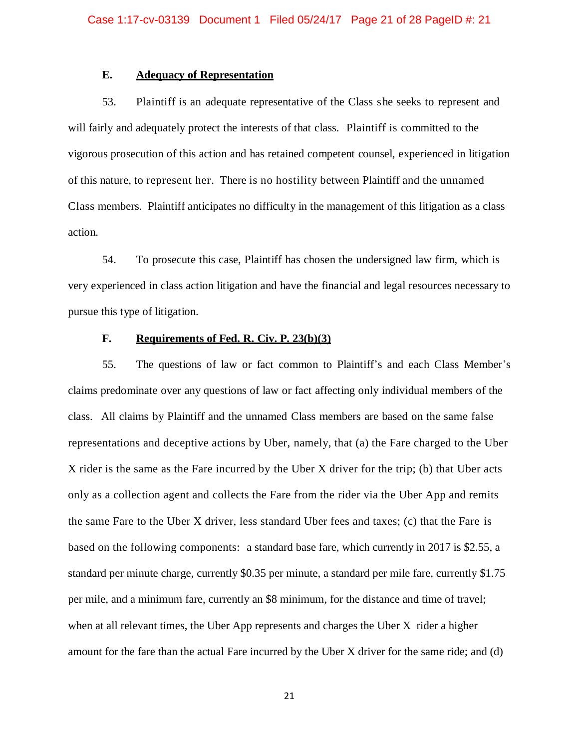### E. Adequacy of Representation

53. Plaintiff is an adequate representative of the Class she seeks to represent and will fairly and adequately protect the interests of that class. Plaintiff is committed to the vigorous prosecution of this action and has retained competent counsel, experienced in litigation of this nature, to represent her. There is no hostility between Plaintiff and the unnamed Class members. Plaintiff anticipates no difficulty in the management of this litigation as a class action.

54. To prosecute this case, Plaintiff has chosen the undersigned law firm, which is very experienced in class action litigation and have the financial and legal resources necessary to pursue this type of litigation.

### F. Requirements of Fed. R. Civ. P. 23(b)(3)

55. The questions of law or fact common to Plaintiff's and each Class Member's claims predominate over any questions of law or fact affecting only individual members of the class. All claims by Plaintiff and the unnamed Class members are based on the same false representations and deceptive actions by Uber, namely, that (a) the Fare charged to the Uber X rider is the same as the Fare incurred by the Uber X driver for the trip; (b) that Uber acts only as a collection agent and collects the Fare from the rider via the Uber App and remits the same Fare to the Uber X driver, less standard Uber fees and taxes; (c) that the Fare is based on the following components: a standard base fare, which currently in 2017 is $2.55, a standard per minute charge, currently $0.35 per minute, a standard per mile fare, currently $1.75 per mile, and a minimum fare, currently an $8 minimum, for the distance and time of travel; when at all relevant times, the Uber App represents and charges the Uber X rider a higher amount for the fare than the actual Fare incurred by the Uber X driver for the same ride; and (d)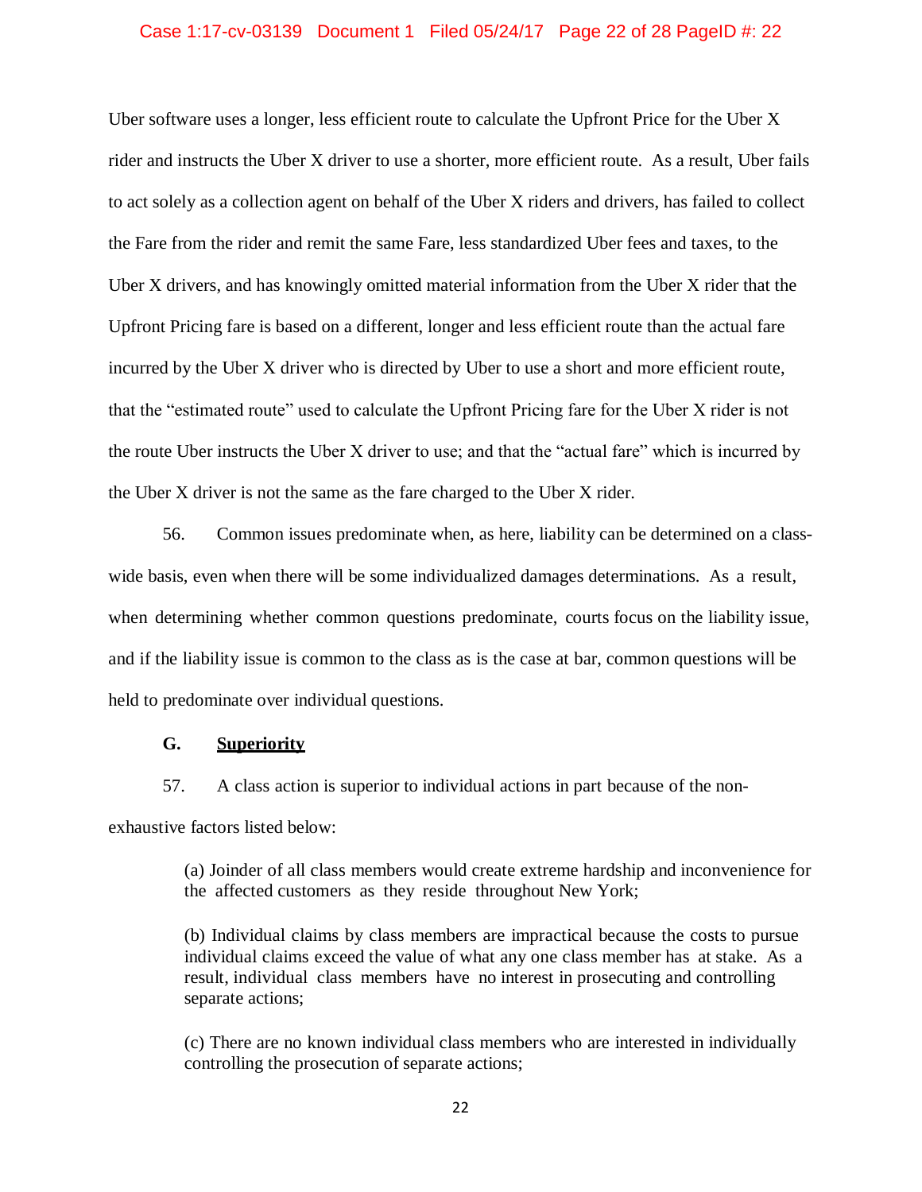Uber software uses a longer, less efficient route to calculate the Upfront Price for the Uber X rider and instructs the Uber X driver to use a shorter, more efficient route. As a result, Uber fails to act solely as a collection agent on behalf of the Uber X riders and drivers, has failed to collect the Fare from the rider and remit the same Fare, less standardized Uber fees and taxes, to the Uber X drivers, and has knowingly omitted material information from the Uber X rider that the Upfront Pricing fare is based on a different, longer and less efficient route than the actual fare incurred by the Uber X driver who is directed by Uber to use a short and more efficient route, that the "estimated route" used to calculate the Upfront Pricing fare for the Uber X rider is not the route Uber instructs the Uber X driver to use; and that the "actual fare" which is incurred by the Uber X driver is not the same as the fare charged to the Uber X rider.

56. Common issues predominate when, as here, liability can be determined on a class-wide basis, even when there will be some individualized damages determinations. As a result, when determining whether common questions predominate, courts focus on the liability issue, and if the liability issue is common to the class as is the case at bar, common questions will be held to predominate over individual questions.

## G. Superiority

57. A class action is superior to individual actions in part because of the non-exhaustive factors listed below:

> (a) Joinder of all class members would create extreme hardship and inconvenience for the affected customers as they reside throughout New York;
>
> (b) Individual claims by class members are impractical because the costs to pursue individual claims exceed the value of what any one class member has at stake. As a result, individual class members have no interest in prosecuting and controlling separate actions;
>
> (c) There are no known individual class members who are interested in individually controlling the prosecution of separate actions;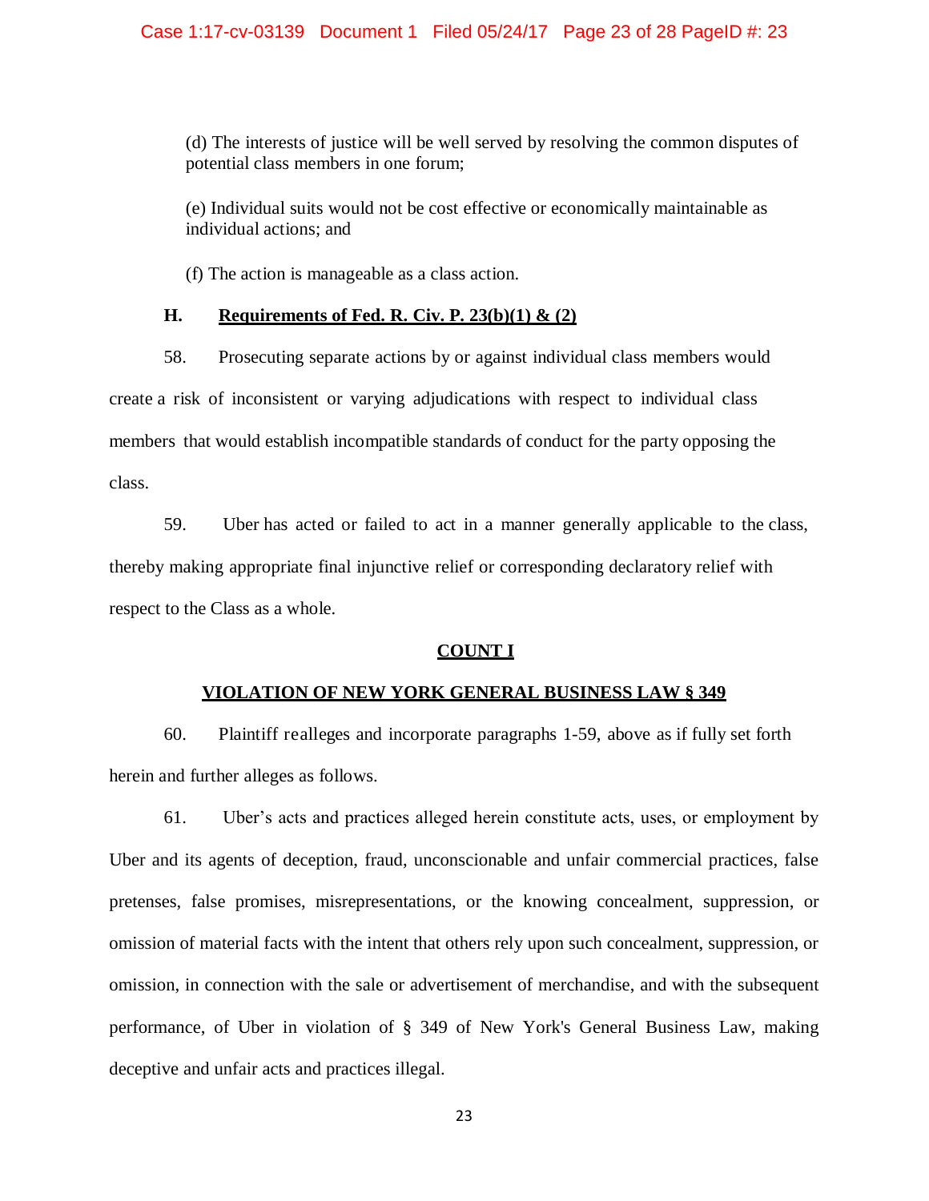(d) The interests of justice will be well served by resolving the common disputes of potential class members in one forum;

(e) Individual suits would not be cost effective or economically maintainable as individual actions; and

(f) The action is manageable as a class action.

### H. Requirements of Fed. R. Civ. P. 23(b)(1) & (2)

58. Prosecuting separate actions by or against individual class members would create a risk of inconsistent or varying adjudications with respect to individual class members that would establish incompatible standards of conduct for the party opposing the class.

59. Uber has acted or failed to act in a manner generally applicable to the class, thereby making appropriate final injunctive relief or corresponding declaratory relief with respect to the Class as a whole.

## COUNT I

## VIOLATION OF NEW YORK GENERAL BUSINESS LAW § 349

60. Plaintiff realleges and incorporate paragraphs 1-59, above as if fully set forth herein and further alleges as follows.

61. Uber's acts and practices alleged herein constitute acts, uses, or employment by Uber and its agents of deception, fraud, unconscionable and unfair commercial practices, false pretenses, false promises, misrepresentations, or the knowing concealment, suppression, or omission of material facts with the intent that others rely upon such concealment, suppression, or omission, in connection with the sale or advertisement of merchandise, and with the subsequent performance, of Uber in violation of § 349 of New York's General Business Law, making deceptive and unfair acts and practices illegal.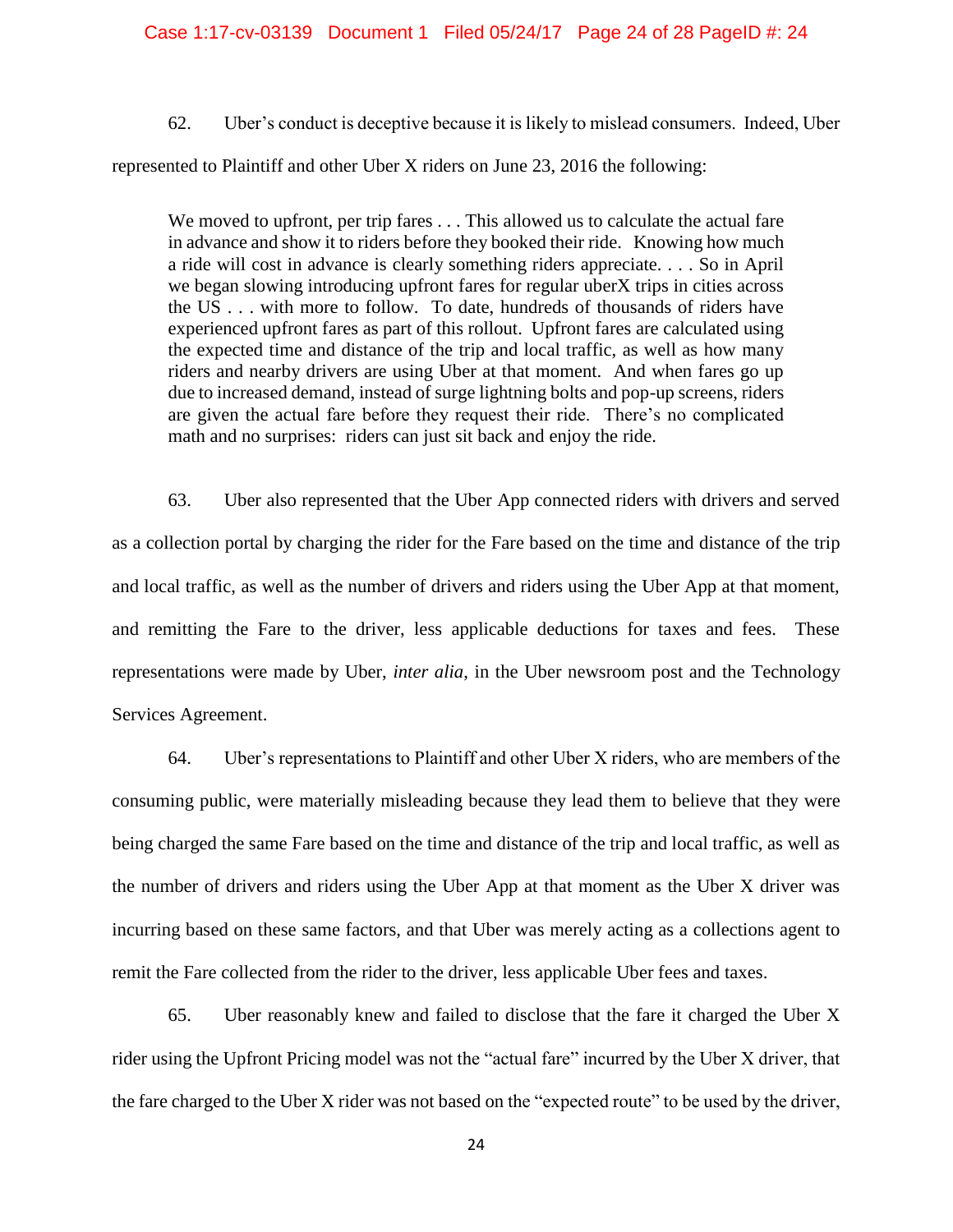62. Uber's conduct is deceptive because it is likely to mislead consumers. Indeed, Uber represented to Plaintiff and other Uber X riders on June 23, 2016 the following:

> We moved to upfront, per trip fares . . . This allowed us to calculate the actual fare in advance and show it to riders before they booked their ride. Knowing how much a ride will cost in advance is clearly something riders appreciate. . . . So in April we began slowing introducing upfront fares for regular uberX trips in cities across the US . . . with more to follow. To date, hundreds of thousands of riders have experienced upfront fares as part of this rollout. Upfront fares are calculated using the expected time and distance of the trip and local traffic, as well as how many riders and nearby drivers are using Uber at that moment. And when fares go up due to increased demand, instead of surge lightning bolts and pop-up screens, riders are given the actual fare before they request their ride. There's no complicated math and no surprises: riders can just sit back and enjoy the ride.

63. Uber also represented that the Uber App connected riders with drivers and served as a collection portal by charging the rider for the Fare based on the time and distance of the trip and local traffic, as well as the number of drivers and riders using the Uber App at that moment, and remitting the Fare to the driver, less applicable deductions for taxes and fees. These representations were made by Uber, *inter alia*, in the Uber newsroom post and the Technology Services Agreement.

64. Uber's representations to Plaintiff and other Uber X riders, who are members of the consuming public, were materially misleading because they lead them to believe that they were being charged the same Fare based on the time and distance of the trip and local traffic, as well as the number of drivers and riders using the Uber App at that moment as the Uber X driver was incurring based on these same factors, and that Uber was merely acting as a collections agent to remit the Fare collected from the rider to the driver, less applicable Uber fees and taxes.

65. Uber reasonably knew and failed to disclose that the fare it charged the Uber X rider using the Upfront Pricing model was not the "actual fare" incurred by the Uber X driver, that the fare charged to the Uber X rider was not based on the "expected route" to be used by the driver,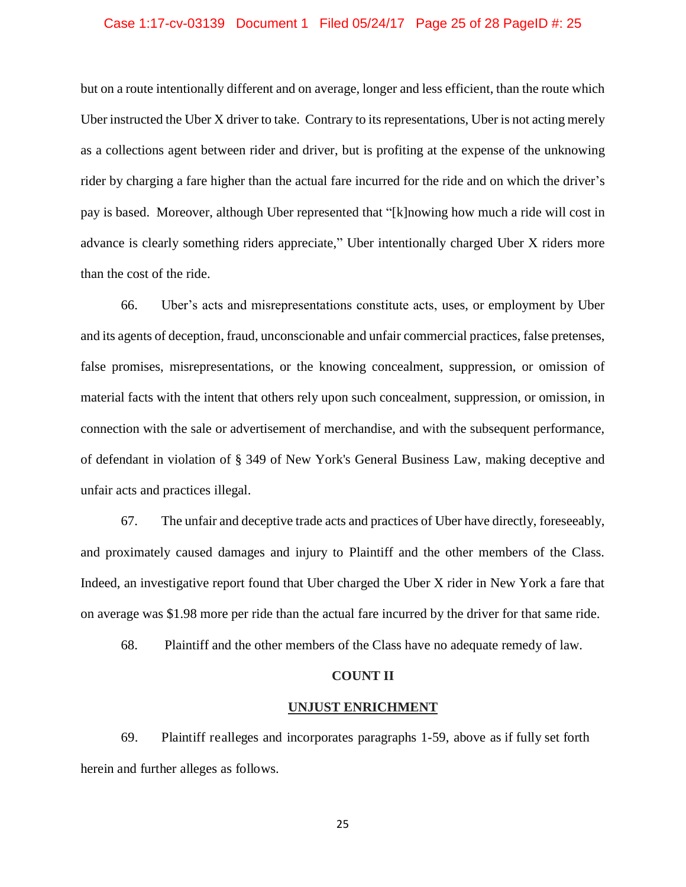but on a route intentionally different and on average, longer and less efficient, than the route which Uber instructed the Uber X driver to take. Contrary to its representations, Uber is not acting merely as a collections agent between rider and driver, but is profiting at the expense of the unknowing rider by charging a fare higher than the actual fare incurred for the ride and on which the driver's pay is based. Moreover, although Uber represented that "[k]nowing how much a ride will cost in advance is clearly something riders appreciate," Uber intentionally charged Uber X riders more than the cost of the ride.

66. Uber's acts and misrepresentations constitute acts, uses, or employment by Uber and its agents of deception, fraud, unconscionable and unfair commercial practices, false pretenses, false promises, misrepresentations, or the knowing concealment, suppression, or omission of material facts with the intent that others rely upon such concealment, suppression, or omission, in connection with the sale or advertisement of merchandise, and with the subsequent performance, of defendant in violation of § 349 of New York's General Business Law, making deceptive and unfair acts and practices illegal.

67. The unfair and deceptive trade acts and practices of Uber have directly, foreseeably, and proximately caused damages and injury to Plaintiff and the other members of the Class. Indeed, an investigative report found that Uber charged the Uber X rider in New York a fare that on average was $1.98 more per ride than the actual fare incurred by the driver for that same ride.

68. Plaintiff and the other members of the Class have no adequate remedy of law.

**COUNT II**

**UNJUST ENRICHMENT**

69. Plaintiff realleges and incorporates paragraphs 1-59, above as if fully set forth herein and further alleges as follows.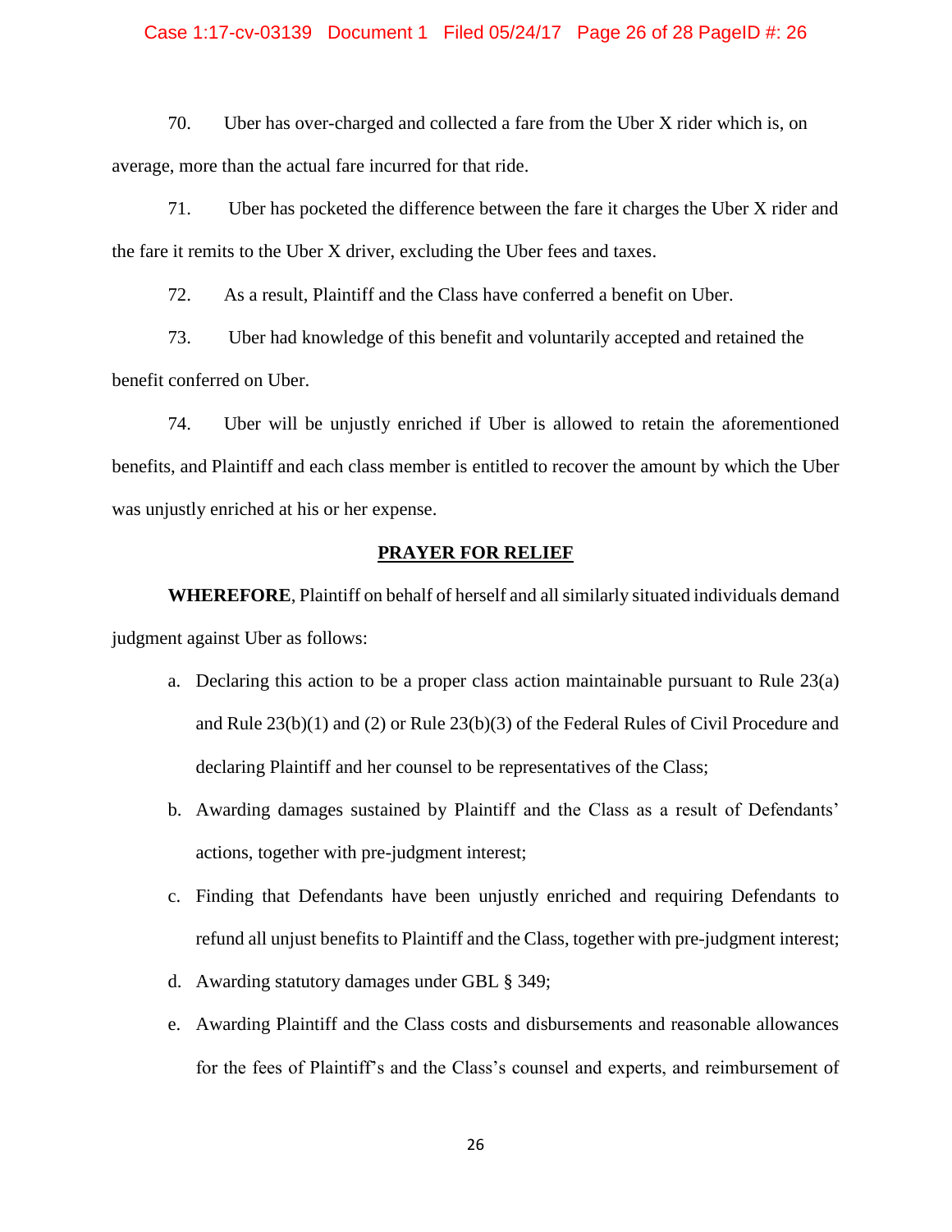70. Uber has over-charged and collected a fare from the Uber X rider which is, on average, more than the actual fare incurred for that ride.

71. Uber has pocketed the difference between the fare it charges the Uber X rider and the fare it remits to the Uber X driver, excluding the Uber fees and taxes.

72. As a result, Plaintiff and the Class have conferred a benefit on Uber.

73. Uber had knowledge of this benefit and voluntarily accepted and retained the benefit conferred on Uber.

74. Uber will be unjustly enriched if Uber is allowed to retain the aforementioned benefits, and Plaintiff and each class member is entitled to recover the amount by which the Uber was unjustly enriched at his or her expense.

## PRAYER FOR RELIEF

**WHEREFORE**, Plaintiff on behalf of herself and all similarly situated individuals demand judgment against Uber as follows:

a. Declaring this action to be a proper class action maintainable pursuant to Rule 23(a) and Rule 23(b)(1) and (2) or Rule 23(b)(3) of the Federal Rules of Civil Procedure and declaring Plaintiff and her counsel to be representatives of the Class;

b. Awarding damages sustained by Plaintiff and the Class as a result of Defendants' actions, together with pre-judgment interest;

c. Finding that Defendants have been unjustly enriched and requiring Defendants to refund all unjust benefits to Plaintiff and the Class, together with pre-judgment interest;

d. Awarding statutory damages under GBL § 349;

e. Awarding Plaintiff and the Class costs and disbursements and reasonable allowances for the fees of Plaintiff's and the Class's counsel and experts, and reimbursement of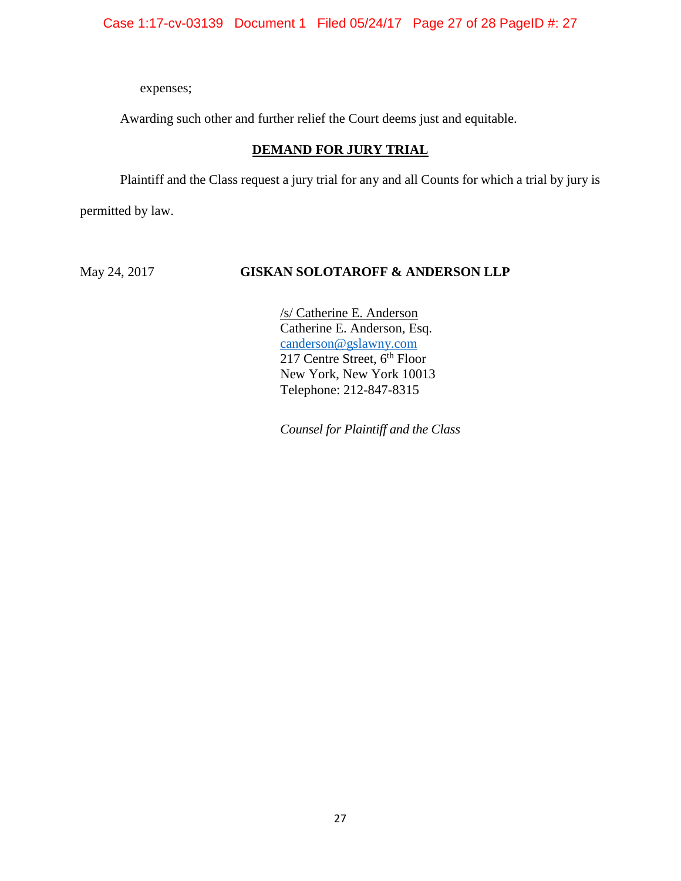expenses;

Awarding such other and further relief the Court deems just and equitable.

## DEMAND FOR JURY TRIAL

Plaintiff and the Class request a jury trial for any and all Counts for which a trial by jury is permitted by law.

May 24, 2017

**GISKAN SOLOTAROFF & ANDERSON LLP**

/s/ Catherine E. Anderson
Catherine E. Anderson, Esq.
canderson@gslawny.com
217 Centre Street, 6th Floor
New York, New York 10013
Telephone: 212-847-8315

*Counsel for Plaintiff and the Class*